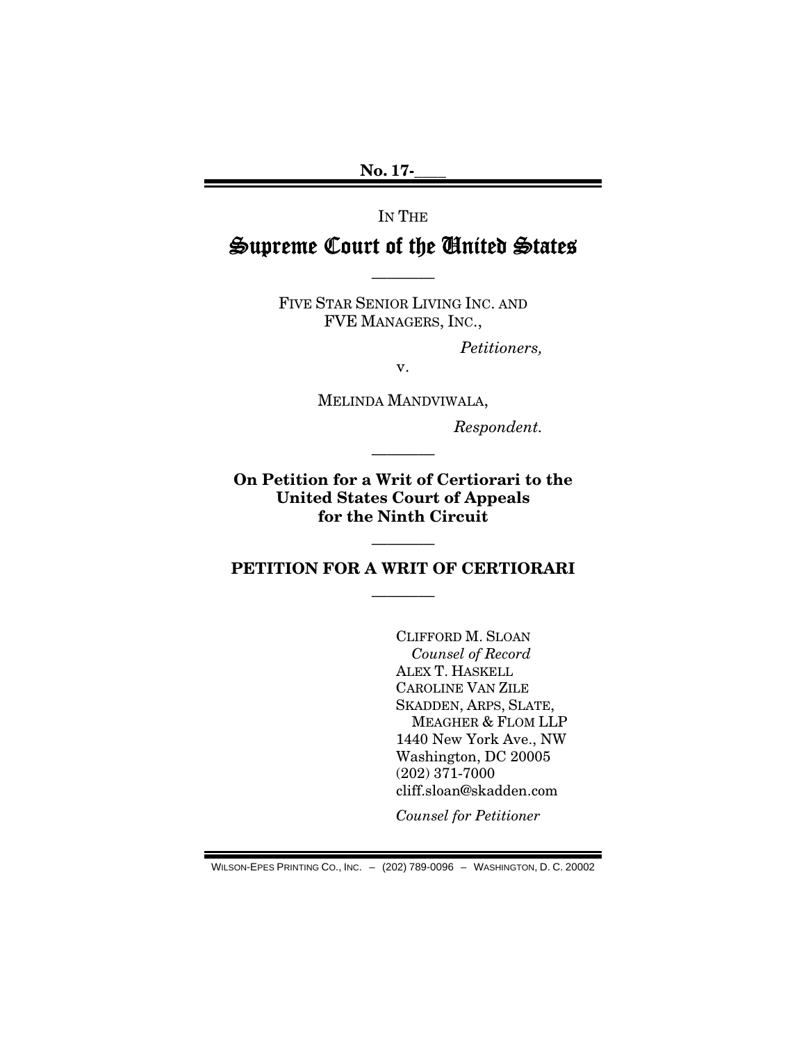No. 17-\_\_\_\_

IN THE

# Supreme Court of the United States

---

FIVE STAR SENIOR LIVING INC. AND FVE MANAGERS, INC.,

*Petitioners,*

v.

MELINDA MANDVIWALA,

*Respondent.*

---

**On Petition for a Writ of Certiorari to the United States Court of Appeals for the Ninth Circuit**

---

**PETITION FOR A WRIT OF CERTIORARI**

---

CLIFFORD M. SLOAN
*Counsel of Record*
ALEX T. HASKELL
CAROLINE VAN ZILE
SKADDEN, ARPS, SLATE, MEAGHER & FLOM LLP
1440 New York Ave., NW
Washington, DC 20005
(202) 371-7000
cliff.sloan@skadden.com

*Counsel for Petitioner*

WILSON-EPES PRINTING CO., INC. – (202) 789-0096 – WASHINGTON, D. C. 20002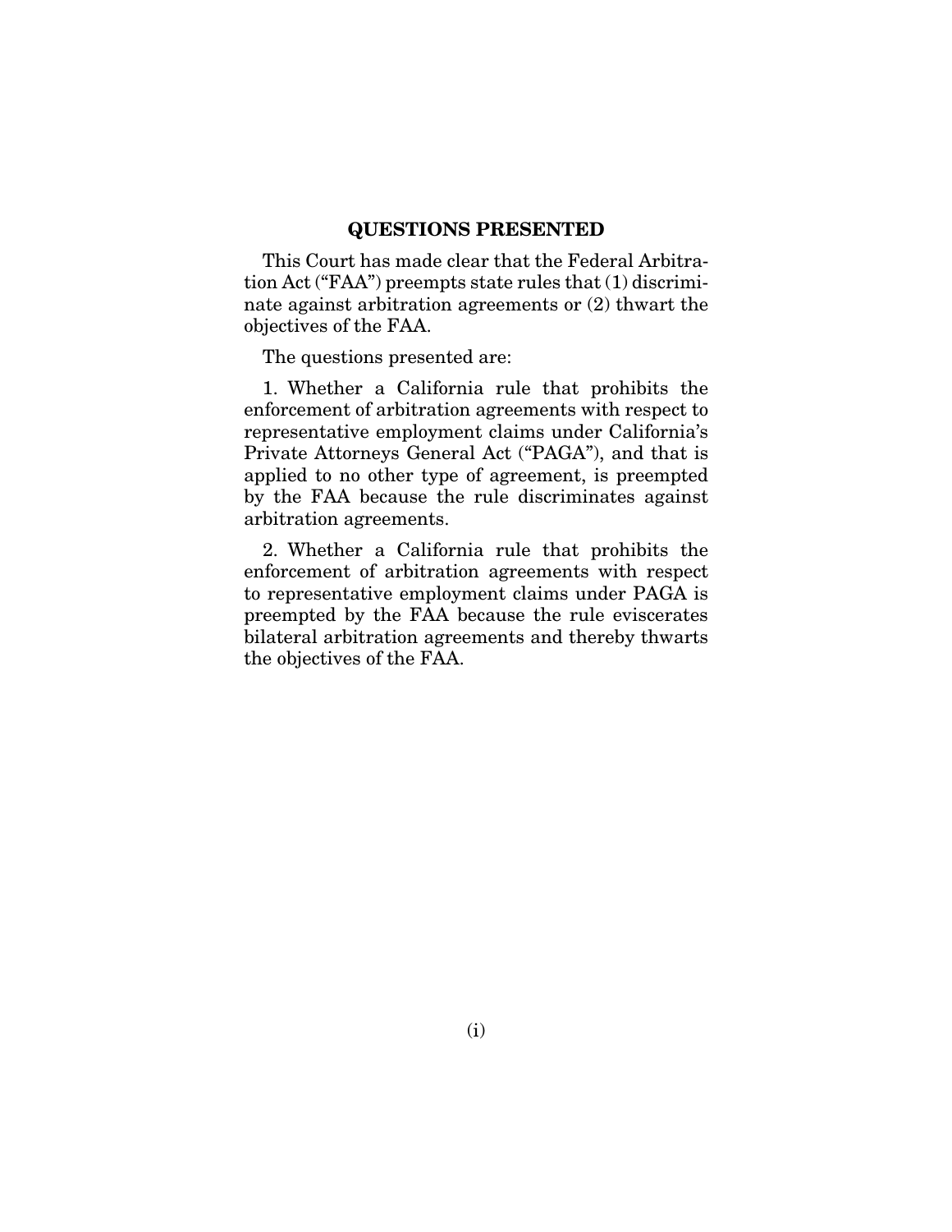## QUESTIONS PRESENTED

This Court has made clear that the Federal Arbitration Act ("FAA") preempts state rules that (1) discriminate against arbitration agreements or (2) thwart the objectives of the FAA.

The questions presented are:

1. Whether a California rule that prohibits the enforcement of arbitration agreements with respect to representative employment claims under California's Private Attorneys General Act ("PAGA"), and that is applied to no other type of agreement, is preempted by the FAA because the rule discriminates against arbitration agreements.

2. Whether a California rule that prohibits the enforcement of arbitration agreements with respect to representative employment claims under PAGA is preempted by the FAA because the rule eviscerates bilateral arbitration agreements and thereby thwarts the objectives of the FAA.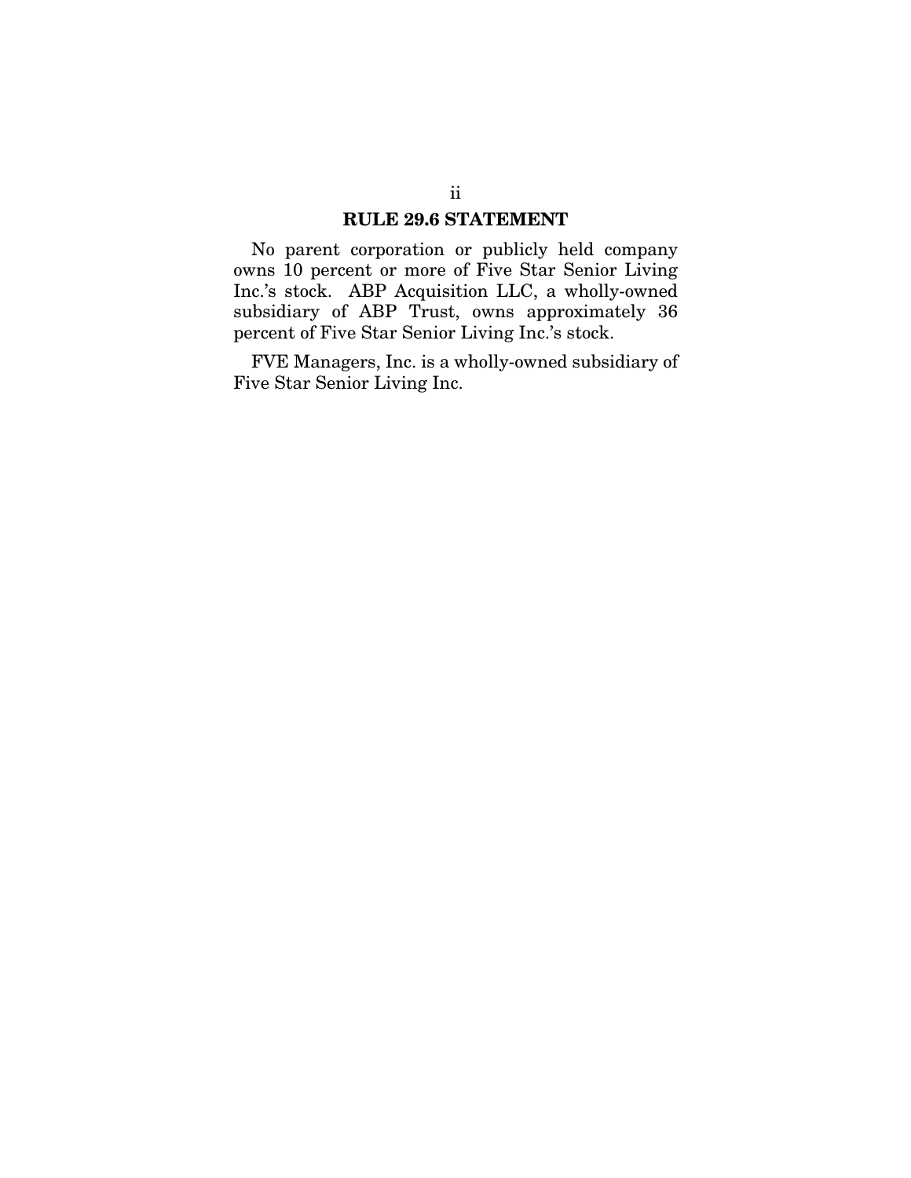## RULE 29.6 STATEMENT

No parent corporation or publicly held company owns 10 percent or more of Five Star Senior Living Inc.'s stock. ABP Acquisition LLC, a wholly-owned subsidiary of ABP Trust, owns approximately 36 percent of Five Star Senior Living Inc.'s stock.

FVE Managers, Inc. is a wholly-owned subsidiary of Five Star Senior Living Inc.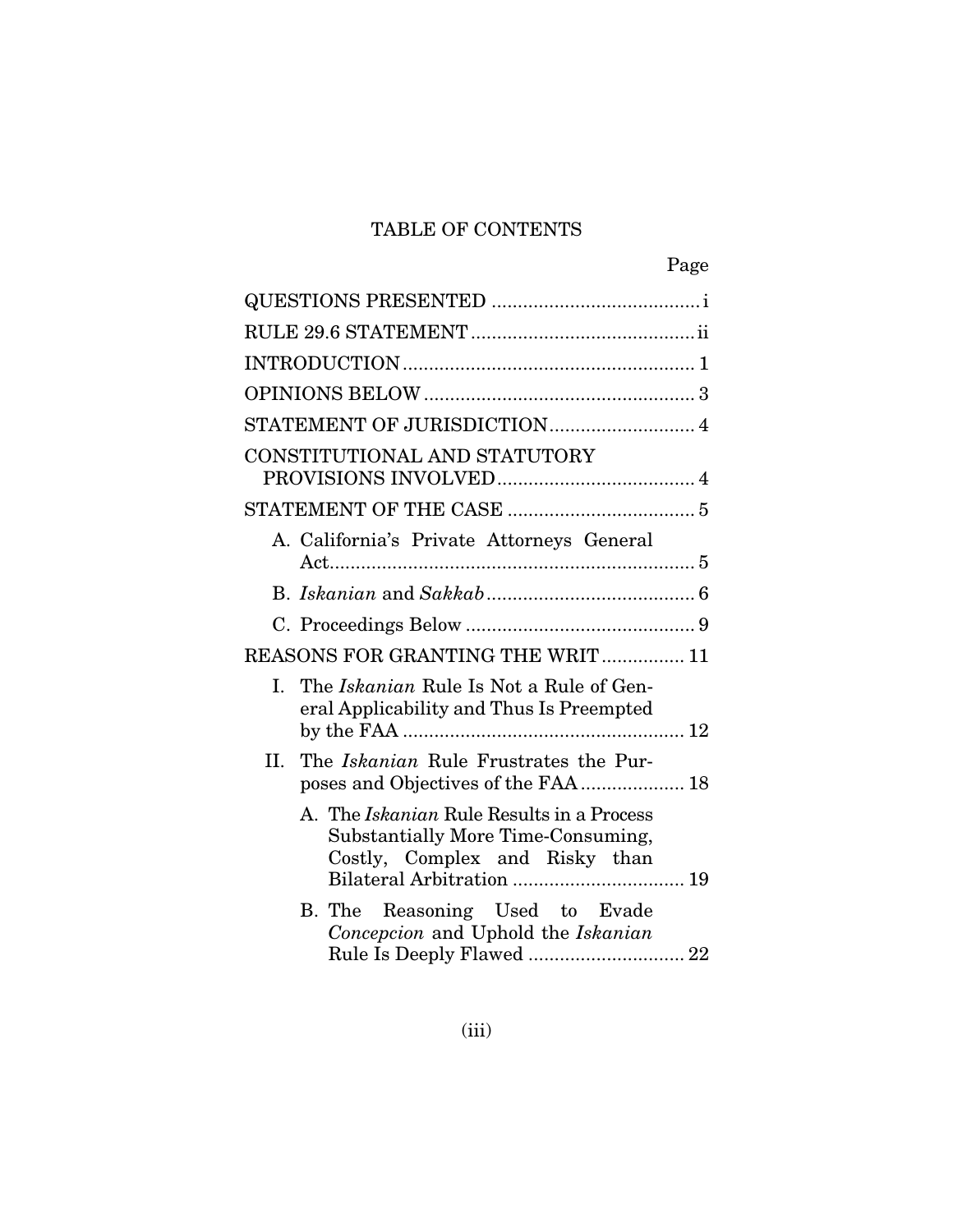# TABLE OF CONTENTS

| | Page |
|---|---|
| QUESTIONS PRESENTED | i |
| RULE 29.6 STATEMENT | ii |
| INTRODUCTION | 1 |
| OPINIONS BELOW | 3 |
| STATEMENT OF JURISDICTION | 4 |
| CONSTITUTIONAL AND STATUTORY PROVISIONS INVOLVED | 4 |
| STATEMENT OF THE CASE | 5 |
| A. California's Private Attorneys General Act | 5 |
| B. *Iskanian* and *Sakkab* | 6 |
| C. Proceedings Below | 9 |
| REASONS FOR GRANTING THE WRIT | 11 |
| I. The *Iskanian* Rule Is Not a Rule of General Applicability and Thus Is Preempted by the FAA | 12 |
| II. The *Iskanian* Rule Frustrates the Purposes and Objectives of the FAA | 18 |
| A. The *Iskanian* Rule Results in a Process Substantially More Time-Consuming, Costly, Complex and Risky than Bilateral Arbitration | 19 |
| B. The Reasoning Used to Evade *Concepcion* and Uphold the *Iskanian* Rule Is Deeply Flawed | 22 |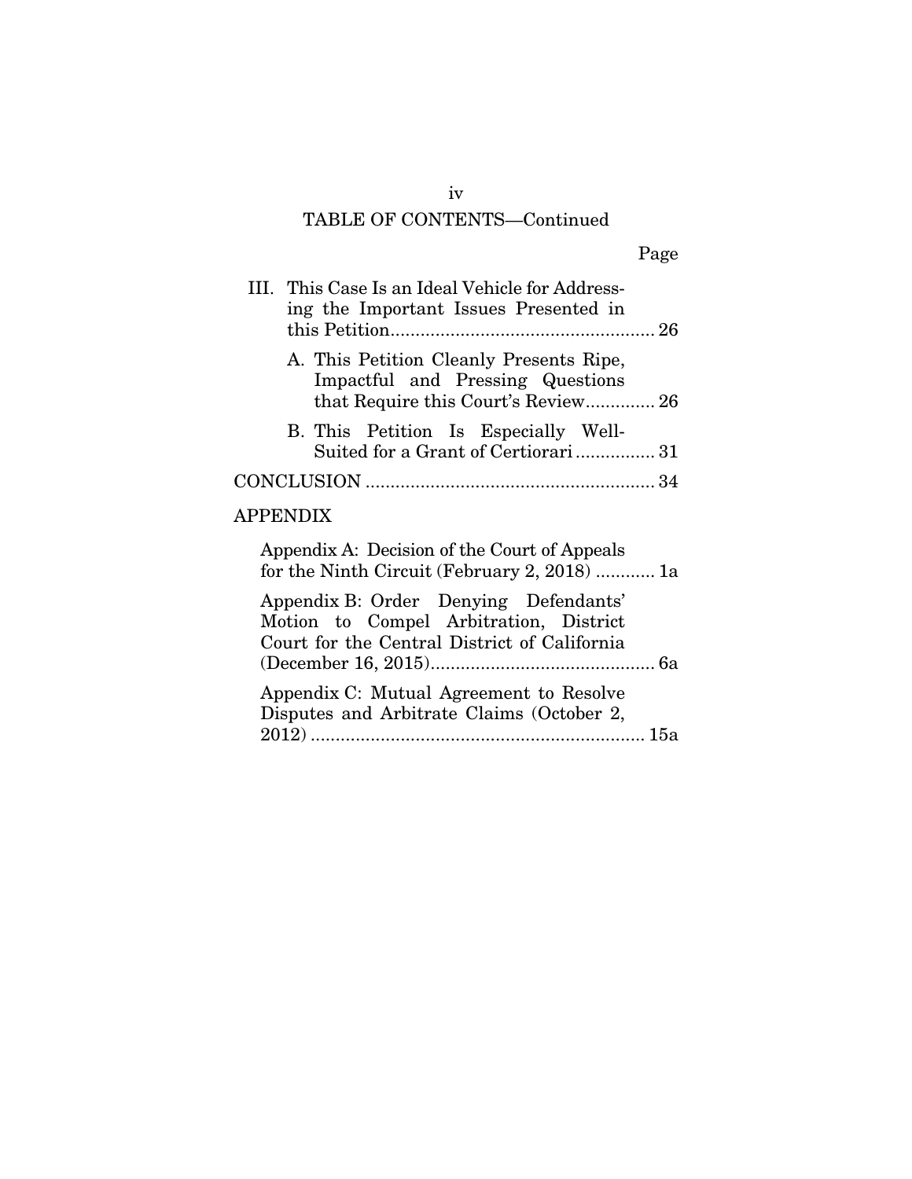## TABLE OF CONTENTS—Continued

| | Page |
|---|---|
| III. This Case Is an Ideal Vehicle for Addressing the Important Issues Presented in this Petition | 26 |
| A. This Petition Cleanly Presents Ripe, Impactful and Pressing Questions that Require this Court's Review | 26 |
| B. This Petition Is Especially Well-Suited for a Grant of Certiorari | 31 |
| CONCLUSION | 34 |

APPENDIX

| | |
|---|---|
| Appendix A: Decision of the Court of Appeals for the Ninth Circuit (February 2, 2018) | 1a |
| Appendix B: Order Denying Defendants' Motion to Compel Arbitration, District Court for the Central District of California (December 16, 2015) | 6a |
| Appendix C: Mutual Agreement to Resolve Disputes and Arbitrate Claims (October 2, 2012) | 15a |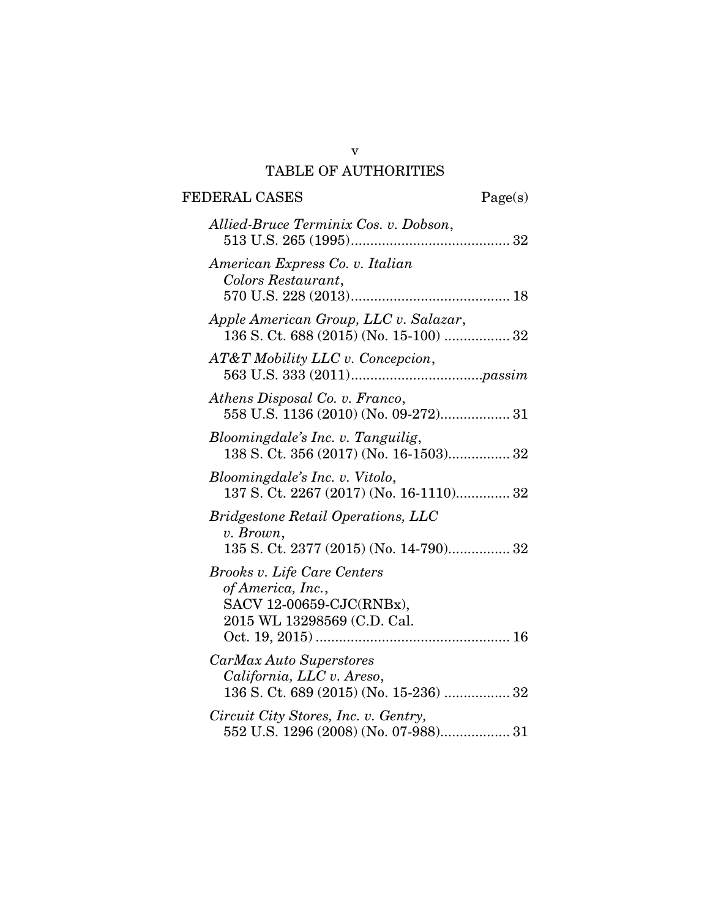# TABLE OF AUTHORITIES

## FEDERAL CASES

| | Page(s) |
|---|---|
| *Allied-Bruce Terminix Cos. v. Dobson*, 513 U.S. 265 (1995) | 32 |
| *American Express Co. v. Italian Colors Restaurant*, 570 U.S. 228 (2013) | 18 |
| *Apple American Group, LLC v. Salazar*, 136 S. Ct. 688 (2015) (No. 15-100) | 32 |
| *AT&T Mobility LLC v. Concepcion*, 563 U.S. 333 (2011) | *passim* |
| *Athens Disposal Co. v. Franco*, 558 U.S. 1136 (2010) (No. 09-272) | 31 |
| *Bloomingdale's Inc. v. Tanguilig*, 138 S. Ct. 356 (2017) (No. 16-1503) | 32 |
| *Bloomingdale's Inc. v. Vitolo*, 137 S. Ct. 2267 (2017) (No. 16-1110) | 32 |
| *Bridgestone Retail Operations, LLC v. Brown*, 135 S. Ct. 2377 (2015) (No. 14-790) | 32 |
| *Brooks v. Life Care Centers of America, Inc.*, SACV 12-00659-CJC(RNBx), 2015 WL 13298569 (C.D. Cal. Oct. 19, 2015) | 16 |
| *CarMax Auto Superstores California, LLC v. Areso*, 136 S. Ct. 689 (2015) (No. 15-236) | 32 |
| *Circuit City Stores, Inc. v. Gentry,* 552 U.S. 1296 (2008) (No. 07-988) | 31 |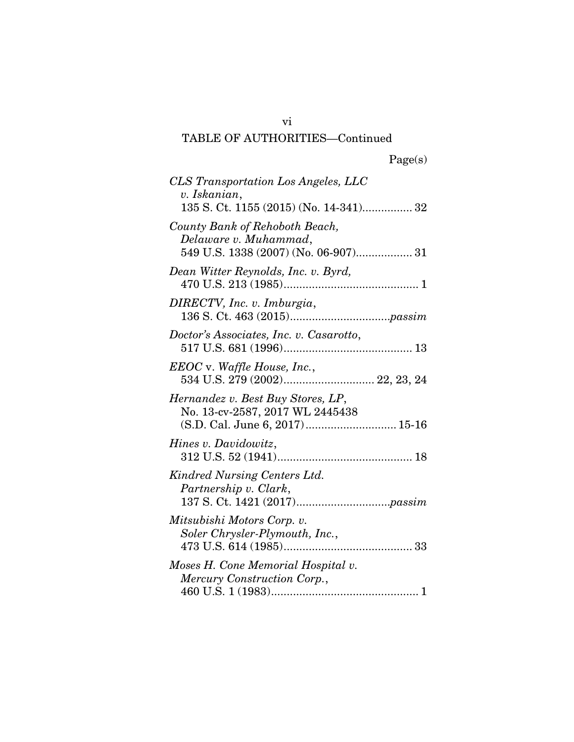TABLE OF AUTHORITIES—Continued

Page(s)

*CLS Transportation Los Angeles, LLC v. Iskanian*, 135 S. Ct. 1155 (2015) (No. 14-341)................ 32

*County Bank of Rehoboth Beach, Delaware v. Muhammad*, 549 U.S. 1338 (2007) (No. 06-907).................. 31

*Dean Witter Reynolds, Inc. v. Byrd,* 470 U.S. 213 (1985)........................................... 1

*DIRECTV, Inc. v. Imburgia*, 136 S. Ct. 463 (2015)................................*passim*

*Doctor's Associates, Inc. v. Casarotto*, 517 U.S. 681 (1996)......................................... 13

*EEOC* v. *Waffle House, Inc.*, 534 U.S. 279 (2002)............................. 22, 23, 24

*Hernandez v. Best Buy Stores, LP*, No. 13-cv-2587, 2017 WL 2445438 (S.D. Cal. June 6, 2017)............................. 15-16

*Hines v. Davidowitz*, 312 U.S. 52 (1941)........................................... 18

*Kindred Nursing Centers Ltd. Partnership v. Clark*, 137 S. Ct. 1421 (2017)..............................*passim*

*Mitsubishi Motors Corp. v. Soler Chrysler-Plymouth, Inc.*, 473 U.S. 614 (1985)......................................... 33

*Moses H. Cone Memorial Hospital v. Mercury Construction Corp.*, 460 U.S. 1 (1983)............................................... 1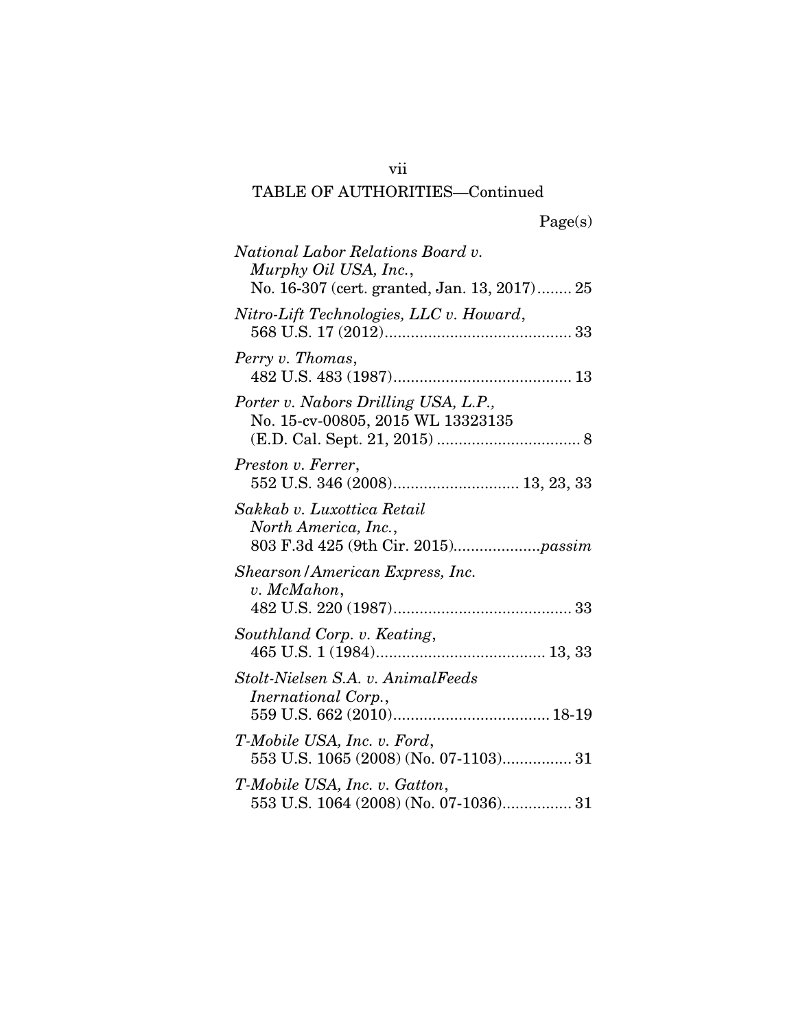TABLE OF AUTHORITIES—Continued

Page(s)

*National Labor Relations Board v. Murphy Oil USA, Inc.*,
No. 16-307 (cert. granted, Jan. 13, 2017)........ 25

*Nitro-Lift Technologies, LLC v. Howard*,
568 U.S. 17 (2012)........................................... 33

*Perry v. Thomas*,
482 U.S. 483 (1987)......................................... 13

*Porter v. Nabors Drilling USA, L.P.*,
No. 15-cv-00805, 2015 WL 13323135
(E.D. Cal. Sept. 21, 2015) ................................. 8

*Preston v. Ferrer*,
552 U.S. 346 (2008)............................. 13, 23, 33

*Sakkab v. Luxottica Retail North America, Inc.*,
803 F.3d 425 (9th Cir. 2015)....................*passim*

*Shearson/American Express, Inc. v. McMahon*,
482 U.S. 220 (1987)......................................... 33

*Southland Corp. v. Keating*,
465 U.S. 1 (1984)....................................... 13, 33

*Stolt-Nielsen S.A. v. AnimalFeeds Inernational Corp.*,
559 U.S. 662 (2010).................................... 18-19

*T-Mobile USA, Inc. v. Ford*,
553 U.S. 1065 (2008) (No. 07-1103)................ 31

*T-Mobile USA, Inc. v. Gatton*,
553 U.S. 1064 (2008) (No. 07-1036)................ 31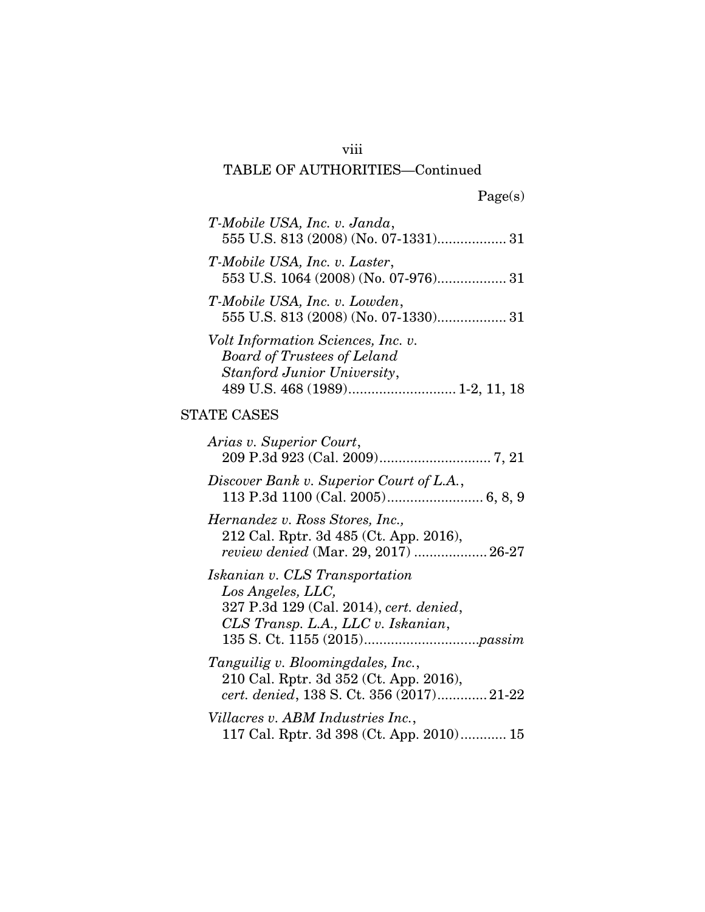TABLE OF AUTHORITIES—Continued

Page(s)

*T-Mobile USA, Inc. v. Janda*, 555 U.S. 813 (2008) (No. 07-1331).................. 31

*T-Mobile USA, Inc. v. Laster*, 553 U.S. 1064 (2008) (No. 07-976).................. 31

*T-Mobile USA, Inc. v. Lowden*, 555 U.S. 813 (2008) (No. 07-1330).................. 31

*Volt Information Sciences, Inc. v. Board of Trustees of Leland Stanford Junior University*, 489 U.S. 468 (1989)............................ 1-2, 11, 18

STATE CASES

*Arias v. Superior Court*, 209 P.3d 923 (Cal. 2009)............................. 7, 21

*Discover Bank v. Superior Court of L.A.*, 113 P.3d 1100 (Cal. 2005)......................... 6, 8, 9

*Hernandez v. Ross Stores, Inc.,* 212 Cal. Rptr. 3d 485 (Ct. App. 2016), *review denied* (Mar. 29, 2017) ................... 26-27

*Iskanian v. CLS Transportation Los Angeles, LLC,* 327 P.3d 129 (Cal. 2014), *cert. denied*, *CLS Transp. L.A., LLC v. Iskanian*, 135 S. Ct. 1155 (2015)..............................*passim*

*Tanguilig v. Bloomingdales, Inc.*, 210 Cal. Rptr. 3d 352 (Ct. App. 2016), *cert. denied*, 138 S. Ct. 356 (2017)............. 21-22

*Villacres v. ABM Industries Inc.*, 117 Cal. Rptr. 3d 398 (Ct. App. 2010)............ 15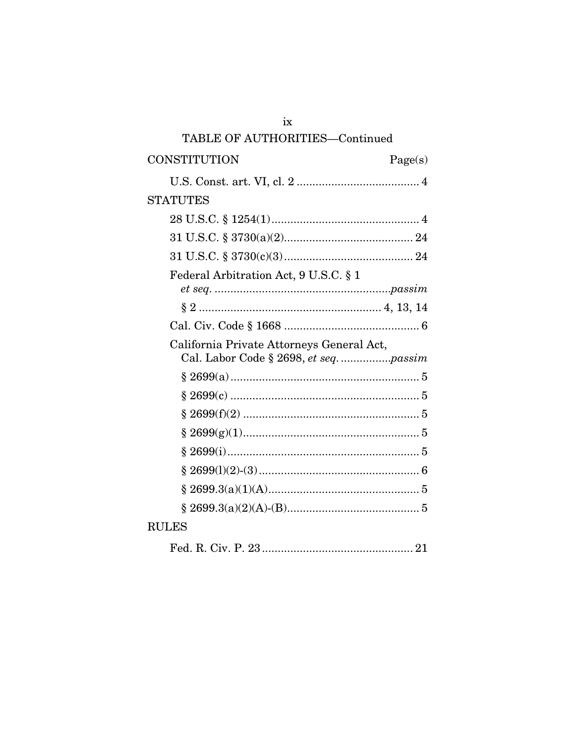TABLE OF AUTHORITIES—Continued

| CONSTITUTION | Page(s) |
|---|---|
| U.S. Const. art. VI, cl. 2 | 4 |
| **STATUTES** | |
| 28 U.S.C. § 1254(1) | 4 |
| 31 U.S.C. § 3730(a)(2) | 24 |
| 31 U.S.C. § 3730(c)(3) | 24 |
| Federal Arbitration Act, 9 U.S.C. § 1 *et seq.* | *passim* |
| § 2 | 4, 13, 14 |
| Cal. Civ. Code § 1668 | 6 |
| California Private Attorneys General Act, Cal. Labor Code § 2698, *et seq.* | *passim* |
| § 2699(a) | 5 |
| § 2699(c) | 5 |
| § 2699(f)(2) | 5 |
| § 2699(g)(1) | 5 |
| § 2699(i) | 5 |
| § 2699(l)(2)-(3) | 6 |
| § 2699.3(a)(1)(A) | 5 |
| § 2699.3(a)(2)(A)-(B) | 5 |
| **RULES** | |
| Fed. R. Civ. P. 23 | 21 |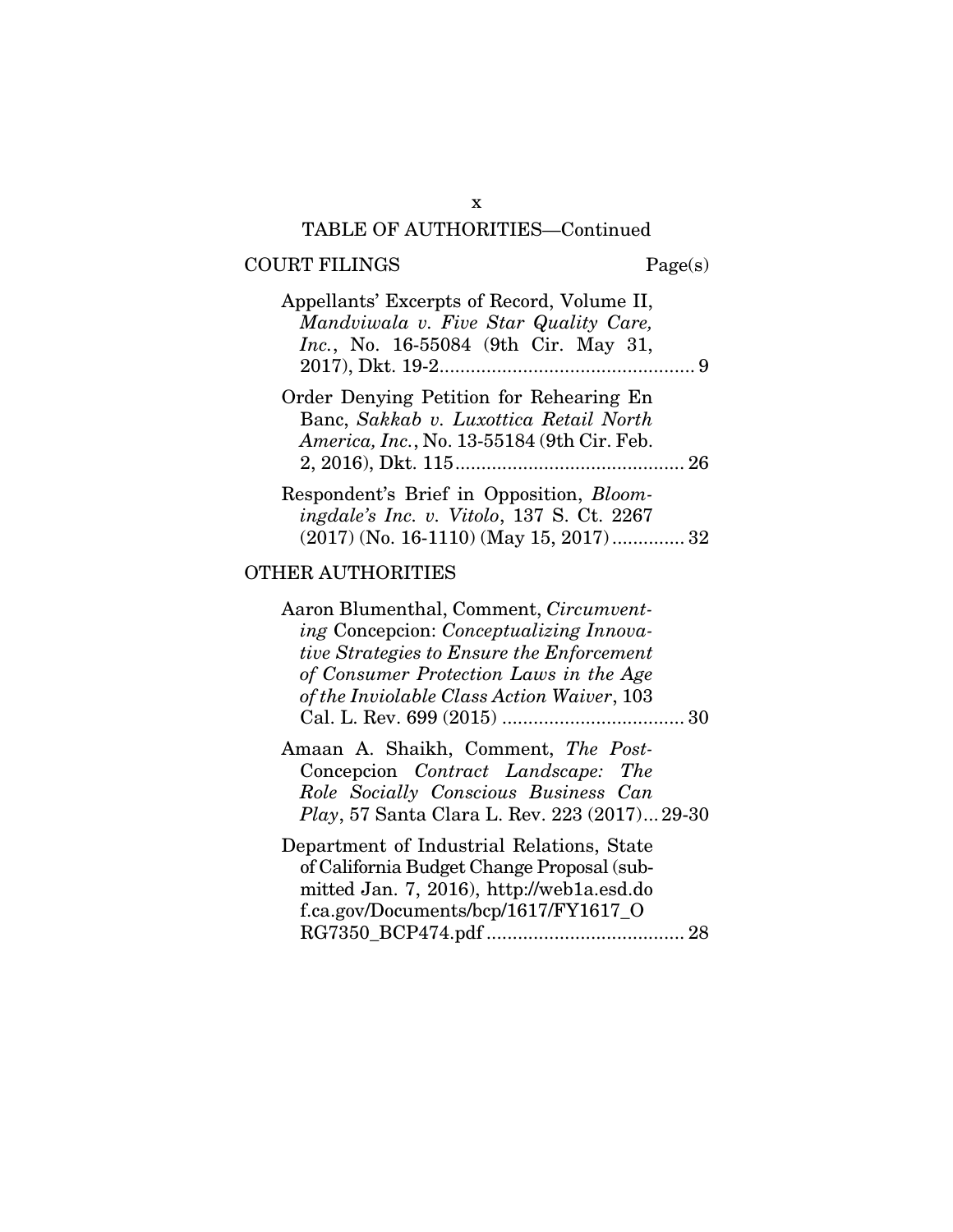TABLE OF AUTHORITIES—Continued

COURT FILINGS Page(s)

Appellants' Excerpts of Record, Volume II, *Mandviwala v. Five Star Quality Care, Inc.*, No. 16-55084 (9th Cir. May 31, 2017), Dkt. 19-2 ..... 9

Order Denying Petition for Rehearing En Banc, *Sakkab v. Luxottica Retail North America, Inc.*, No. 13-55184 (9th Cir. Feb. 2, 2016), Dkt. 115 ..... 26

Respondent's Brief in Opposition, *Bloomingdale's Inc. v. Vitolo*, 137 S. Ct. 2267 (2017) (No. 16-1110) (May 15, 2017) ..... 32

OTHER AUTHORITIES

Aaron Blumenthal, Comment, *Circumventing* Concepcion: *Conceptualizing Innovative Strategies to Ensure the Enforcement of Consumer Protection Laws in the Age of the Inviolable Class Action Waiver*, 103 Cal. L. Rev. 699 (2015) ..... 30

Amaan A. Shaikh, Comment, *The Post-*Concepcion *Contract Landscape: The Role Socially Conscious Business Can Play*, 57 Santa Clara L. Rev. 223 (2017) ... 29-30

Department of Industrial Relations, State of California Budget Change Proposal (submitted Jan. 7, 2016), http://web1a.esd.dof.ca.gov/Documents/bcp/1617/FY1617_ORG7350_BCP474.pdf ..... 28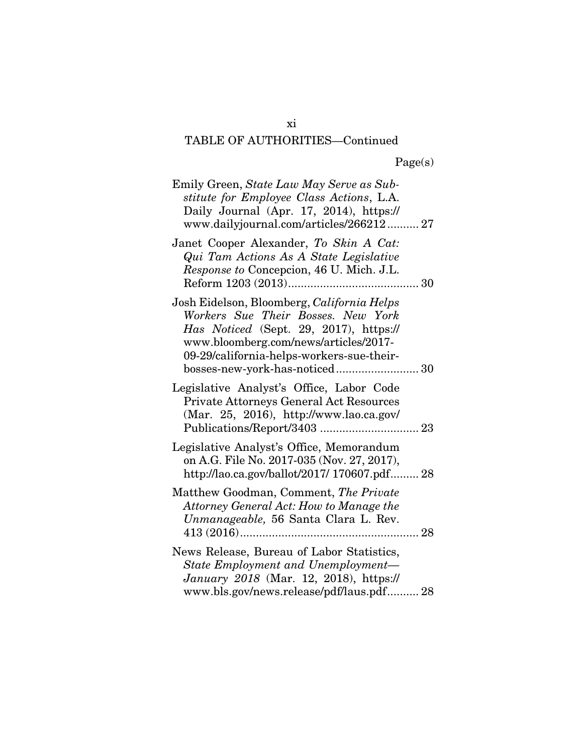TABLE OF AUTHORITIES—Continued

Page(s)

Emily Green, *State Law May Serve as Substitute for Employee Class Actions*, L.A. Daily Journal (Apr. 17, 2014), https://www.dailyjournal.com/articles/266212 .......... 27

Janet Cooper Alexander, *To Skin A Cat: Qui Tam Actions As A State Legislative Response to* Concepcion, 46 U. Mich. J.L. Reform 1203 (2013) ........................................ 30

Josh Eidelson, Bloomberg, *California Helps Workers Sue Their Bosses. New York Has Noticed* (Sept. 29, 2017), https://www.bloomberg.com/news/articles/2017-09-29/california-helps-workers-sue-their-bosses-new-york-has-noticed ......................... 30

Legislative Analyst's Office, Labor Code Private Attorneys General Act Resources (Mar. 25, 2016), http://www.lao.ca.gov/Publications/Report/3403 .............................. 23

Legislative Analyst's Office, Memorandum on A.G. File No. 2017-035 (Nov. 27, 2017), http://lao.ca.gov/ballot/2017/ 170607.pdf......... 28

Matthew Goodman, Comment, *The Private Attorney General Act: How to Manage the Unmanageable,* 56 Santa Clara L. Rev. 413 (2016)....................................................... 28

News Release, Bureau of Labor Statistics, *State Employment and Unemployment—January 2018* (Mar. 12, 2018), https://www.bls.gov/news.release/pdf/laus.pdf.......... 28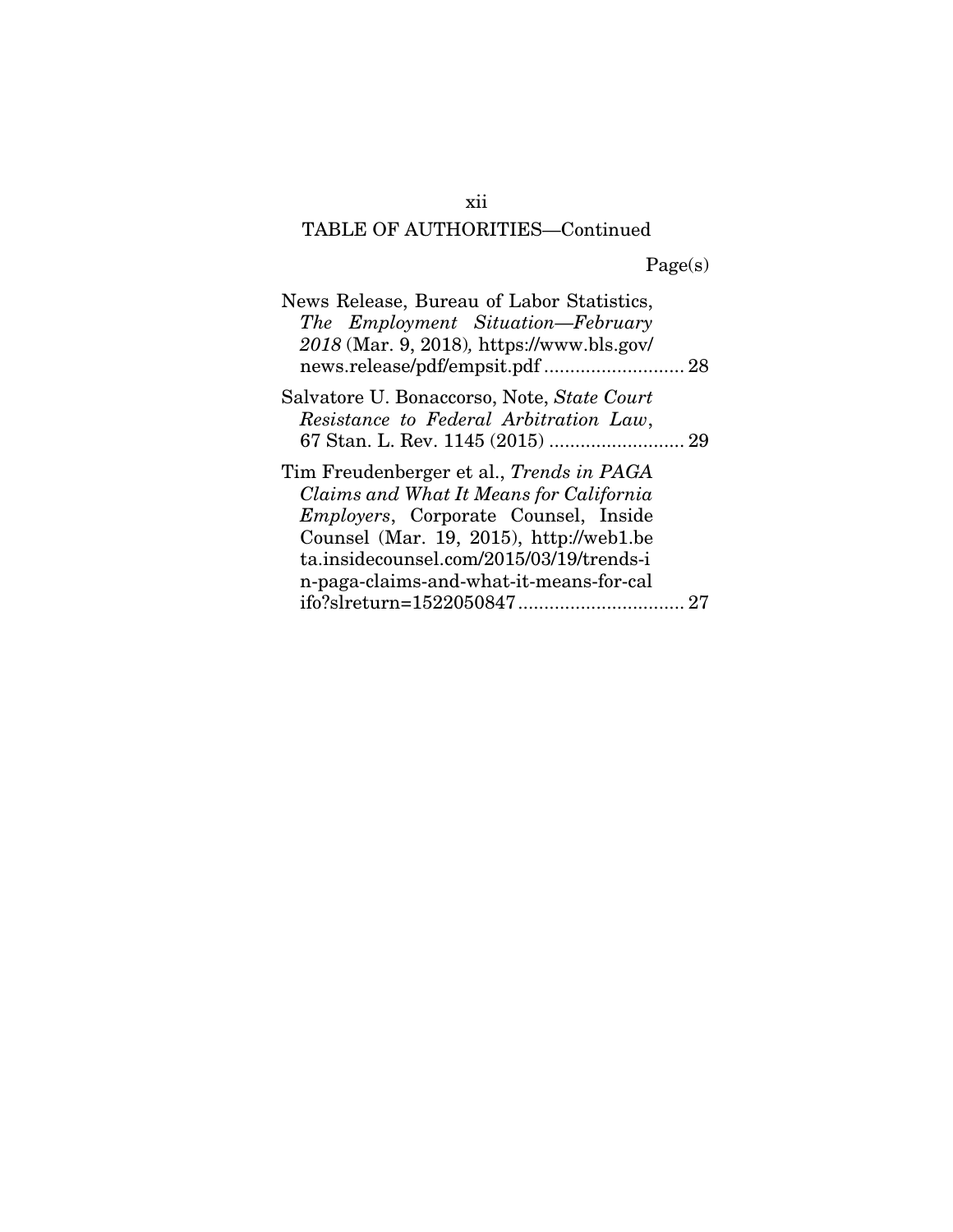TABLE OF AUTHORITIES—Continued

Page(s)

News Release, Bureau of Labor Statistics, *The Employment Situation—February 2018* (Mar. 9, 2018), https://www.bls.gov/news.release/pdf/empsit.pdf ........................... 28

Salvatore U. Bonaccorso, Note, *State Court Resistance to Federal Arbitration Law*, 67 Stan. L. Rev. 1145 (2015) .......................... 29

Tim Freudenberger et al., *Trends in PAGA Claims and What It Means for California Employers*, Corporate Counsel, Inside Counsel (Mar. 19, 2015), http://web1.beta.insidecounsel.com/2015/03/19/trends-in-paga-claims-and-what-it-means-for-califo?slreturn=1522050847................................ 27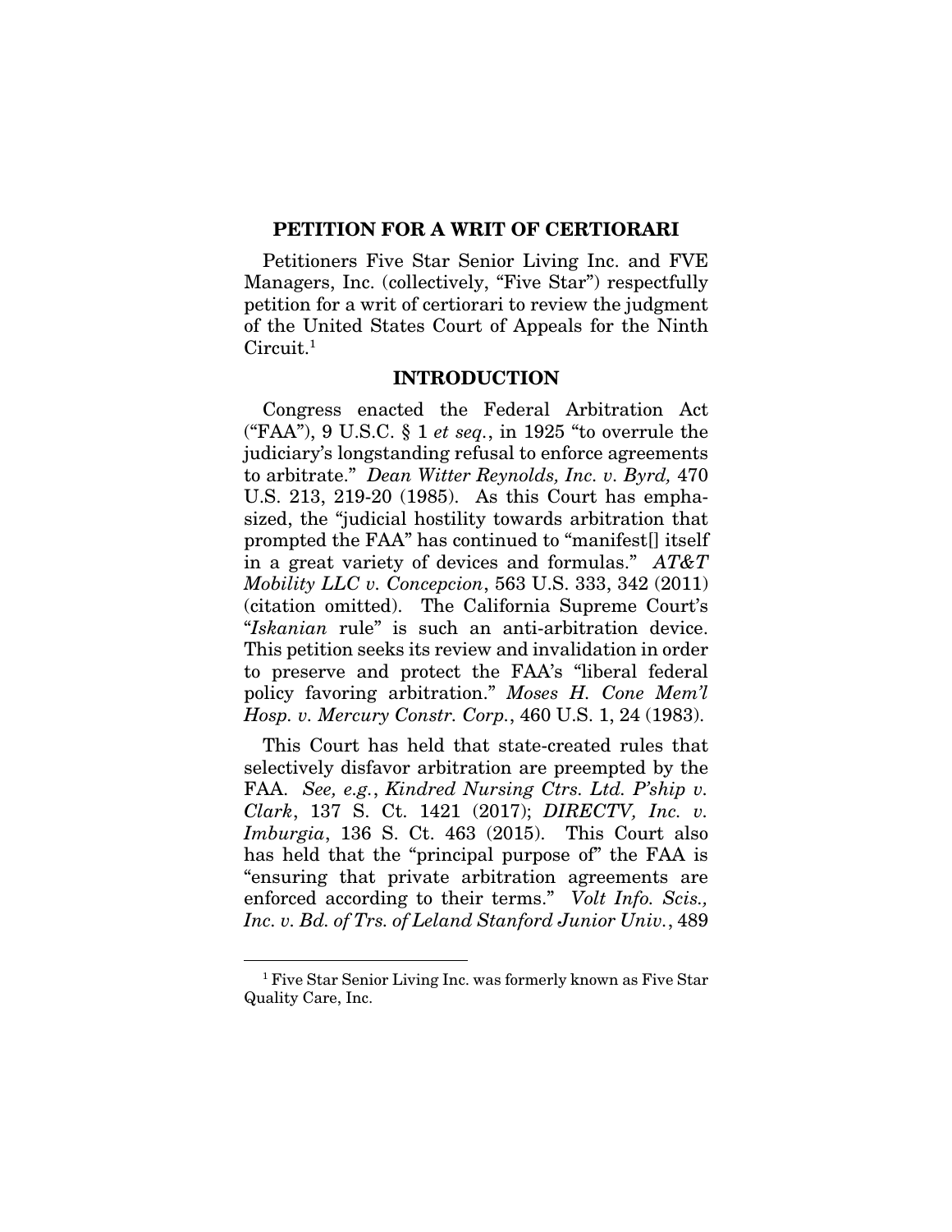## PETITION FOR A WRIT OF CERTIORARI

Petitioners Five Star Senior Living Inc. and FVE Managers, Inc. (collectively, "Five Star") respectfully petition for a writ of certiorari to review the judgment of the United States Court of Appeals for the Ninth Circuit.[1]

## INTRODUCTION

Congress enacted the Federal Arbitration Act ("FAA"), 9 U.S.C. § 1 *et seq.*, in 1925 "to overrule the judiciary's longstanding refusal to enforce agreements to arbitrate." *Dean Witter Reynolds, Inc. v. Byrd,* 470 U.S. 213, 219-20 (1985). As this Court has emphasized, the "judicial hostility towards arbitration that prompted the FAA" has continued to "manifest[] itself in a great variety of devices and formulas." *AT&T Mobility LLC v. Concepcion*, 563 U.S. 333, 342 (2011) (citation omitted). The California Supreme Court's "*Iskanian* rule" is such an anti-arbitration device. This petition seeks its review and invalidation in order to preserve and protect the FAA's "liberal federal policy favoring arbitration." *Moses H. Cone Mem'l Hosp. v. Mercury Constr. Corp.*, 460 U.S. 1, 24 (1983).

This Court has held that state-created rules that selectively disfavor arbitration are preempted by the FAA. *See, e.g.*, *Kindred Nursing Ctrs. Ltd. P'ship v. Clark*, 137 S. Ct. 1421 (2017); *DIRECTV, Inc. v. Imburgia*, 136 S. Ct. 463 (2015). This Court also has held that the "principal purpose of" the FAA is "ensuring that private arbitration agreements are enforced according to their terms." *Volt Info. Scis., Inc. v. Bd. of Trs. of Leland Stanford Junior Univ.*, 489

---

[1] Five Star Senior Living Inc. was formerly known as Five Star Quality Care, Inc.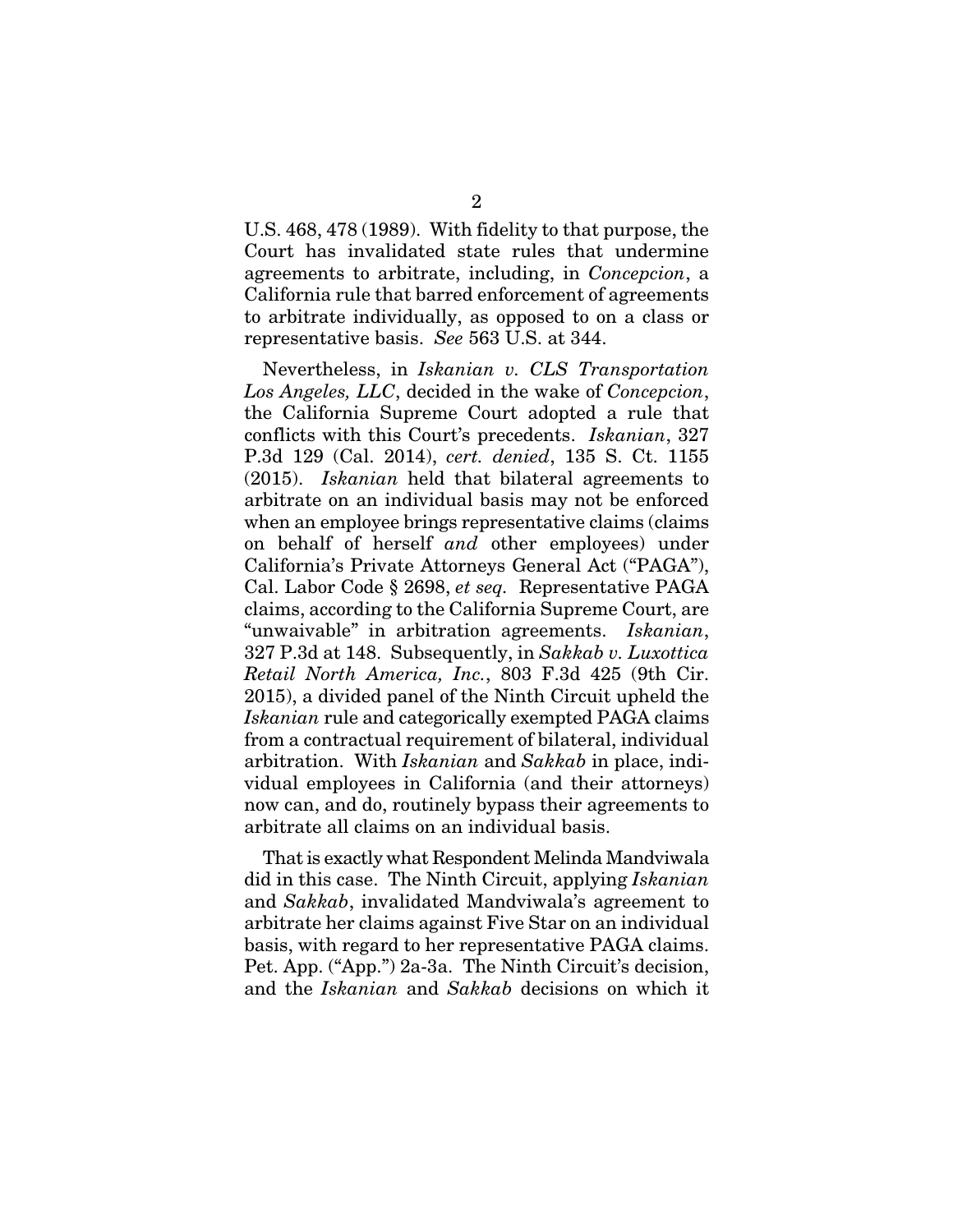U.S. 468, 478 (1989). With fidelity to that purpose, the Court has invalidated state rules that undermine agreements to arbitrate, including, in *Concepcion*, a California rule that barred enforcement of agreements to arbitrate individually, as opposed to on a class or representative basis. *See* 563 U.S. at 344.

Nevertheless, in *Iskanian v. CLS Transportation Los Angeles, LLC*, decided in the wake of *Concepcion*, the California Supreme Court adopted a rule that conflicts with this Court's precedents. *Iskanian*, 327 P.3d 129 (Cal. 2014), *cert. denied*, 135 S. Ct. 1155 (2015). *Iskanian* held that bilateral agreements to arbitrate on an individual basis may not be enforced when an employee brings representative claims (claims on behalf of herself *and* other employees) under California's Private Attorneys General Act ("PAGA"), Cal. Labor Code § 2698, *et seq.* Representative PAGA claims, according to the California Supreme Court, are "unwaivable" in arbitration agreements. *Iskanian*, 327 P.3d at 148. Subsequently, in *Sakkab v. Luxottica Retail North America, Inc.*, 803 F.3d 425 (9th Cir. 2015), a divided panel of the Ninth Circuit upheld the *Iskanian* rule and categorically exempted PAGA claims from a contractual requirement of bilateral, individual arbitration. With *Iskanian* and *Sakkab* in place, individual employees in California (and their attorneys) now can, and do, routinely bypass their agreements to arbitrate all claims on an individual basis.

That is exactly what Respondent Melinda Mandviwala did in this case. The Ninth Circuit, applying *Iskanian* and *Sakkab*, invalidated Mandviwala's agreement to arbitrate her claims against Five Star on an individual basis, with regard to her representative PAGA claims. Pet. App. ("App.") 2a-3a. The Ninth Circuit's decision, and the *Iskanian* and *Sakkab* decisions on which it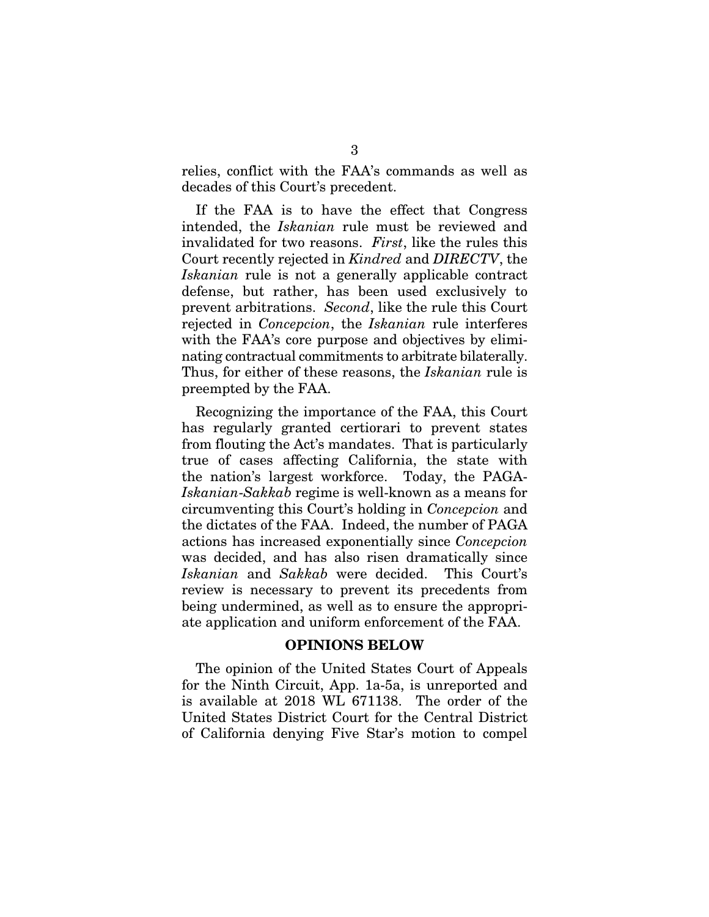relies, conflict with the FAA's commands as well as decades of this Court's precedent.

If the FAA is to have the effect that Congress intended, the *Iskanian* rule must be reviewed and invalidated for two reasons. *First*, like the rules this Court recently rejected in *Kindred* and *DIRECTV*, the *Iskanian* rule is not a generally applicable contract defense, but rather, has been used exclusively to prevent arbitrations. *Second*, like the rule this Court rejected in *Concepcion*, the *Iskanian* rule interferes with the FAA's core purpose and objectives by eliminating contractual commitments to arbitrate bilaterally. Thus, for either of these reasons, the *Iskanian* rule is preempted by the FAA.

Recognizing the importance of the FAA, this Court has regularly granted certiorari to prevent states from flouting the Act's mandates. That is particularly true of cases affecting California, the state with the nation's largest workforce. Today, the PAGA-*Iskanian*-*Sakkab* regime is well-known as a means for circumventing this Court's holding in *Concepcion* and the dictates of the FAA. Indeed, the number of PAGA actions has increased exponentially since *Concepcion* was decided, and has also risen dramatically since *Iskanian* and *Sakkab* were decided. This Court's review is necessary to prevent its precedents from being undermined, as well as to ensure the appropriate application and uniform enforcement of the FAA.

## OPINIONS BELOW

The opinion of the United States Court of Appeals for the Ninth Circuit, App. 1a-5a, is unreported and is available at 2018 WL 671138. The order of the United States District Court for the Central District of California denying Five Star's motion to compel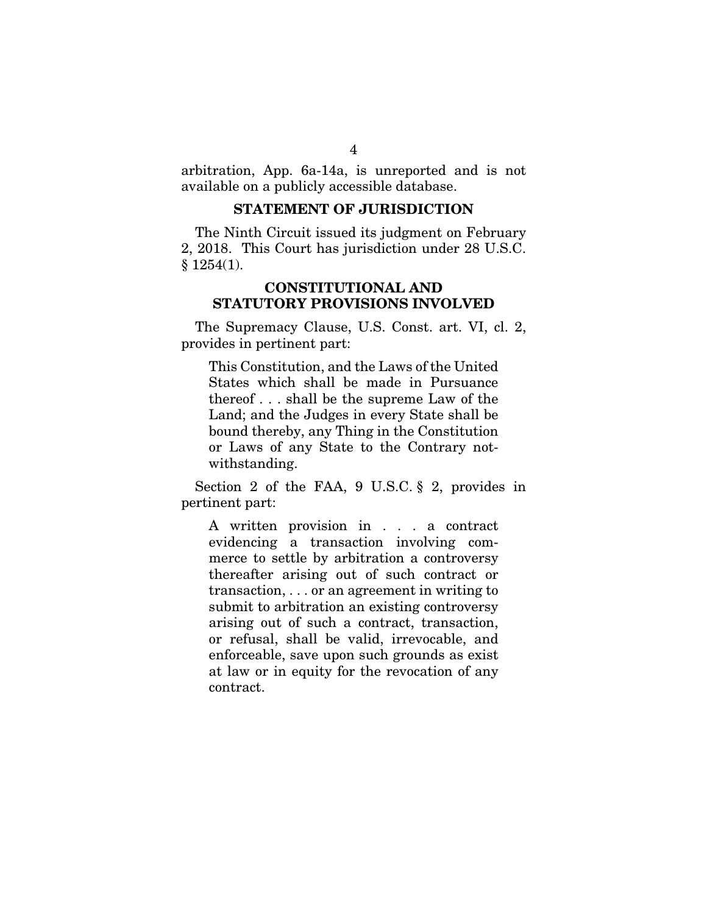arbitration, App. 6a-14a, is unreported and is not available on a publicly accessible database.

## STATEMENT OF JURISDICTION

The Ninth Circuit issued its judgment on February 2, 2018. This Court has jurisdiction under 28 U.S.C. § 1254(1).

## CONSTITUTIONAL AND STATUTORY PROVISIONS INVOLVED

The Supremacy Clause, U.S. Const. art. VI, cl. 2, provides in pertinent part:

> This Constitution, and the Laws of the United States which shall be made in Pursuance thereof . . . shall be the supreme Law of the Land; and the Judges in every State shall be bound thereby, any Thing in the Constitution or Laws of any State to the Contrary notwithstanding.

Section 2 of the FAA, 9 U.S.C. § 2, provides in pertinent part:

> A written provision in . . . a contract evidencing a transaction involving commerce to settle by arbitration a controversy thereafter arising out of such contract or transaction, . . . or an agreement in writing to submit to arbitration an existing controversy arising out of such a contract, transaction, or refusal, shall be valid, irrevocable, and enforceable, save upon such grounds as exist at law or in equity for the revocation of any contract.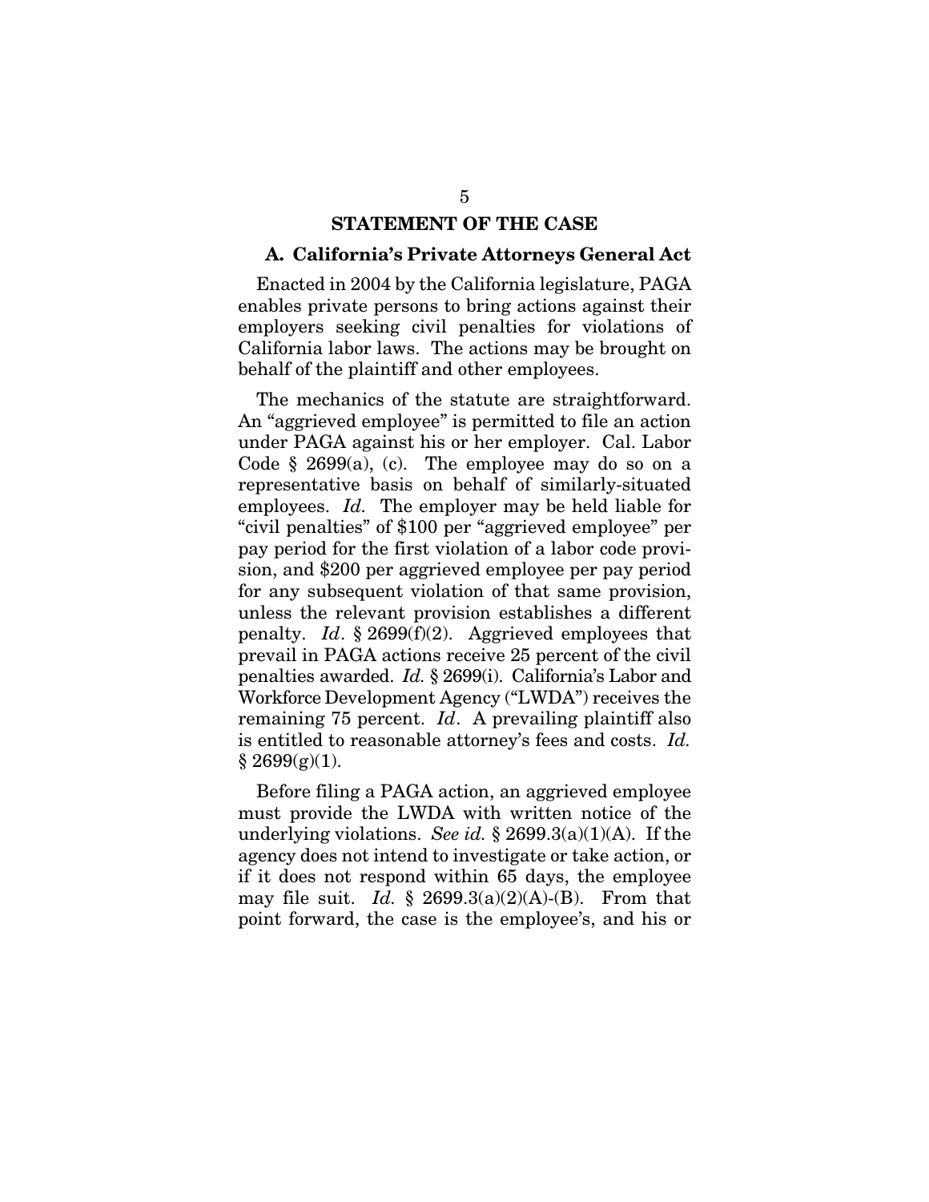## STATEMENT OF THE CASE

### A. California's Private Attorneys General Act

Enacted in 2004 by the California legislature, PAGA enables private persons to bring actions against their employers seeking civil penalties for violations of California labor laws. The actions may be brought on behalf of the plaintiff and other employees.

The mechanics of the statute are straightforward. An "aggrieved employee" is permitted to file an action under PAGA against his or her employer. Cal. Labor Code § 2699(a), (c). The employee may do so on a representative basis on behalf of similarly-situated employees. *Id.* The employer may be held liable for "civil penalties" of $100 per "aggrieved employee" per pay period for the first violation of a labor code provision, and $200 per aggrieved employee per pay period for any subsequent violation of that same provision, unless the relevant provision establishes a different penalty. *Id*. § 2699(f)(2). Aggrieved employees that prevail in PAGA actions receive 25 percent of the civil penalties awarded. *Id.* § 2699(i). California's Labor and Workforce Development Agency ("LWDA") receives the remaining 75 percent. *Id*. A prevailing plaintiff also is entitled to reasonable attorney's fees and costs. *Id.* § 2699(g)(1).

Before filing a PAGA action, an aggrieved employee must provide the LWDA with written notice of the underlying violations. *See id.* § 2699.3(a)(1)(A). If the agency does not intend to investigate or take action, or if it does not respond within 65 days, the employee may file suit. *Id.* § 2699.3(a)(2)(A)-(B). From that point forward, the case is the employee's, and his or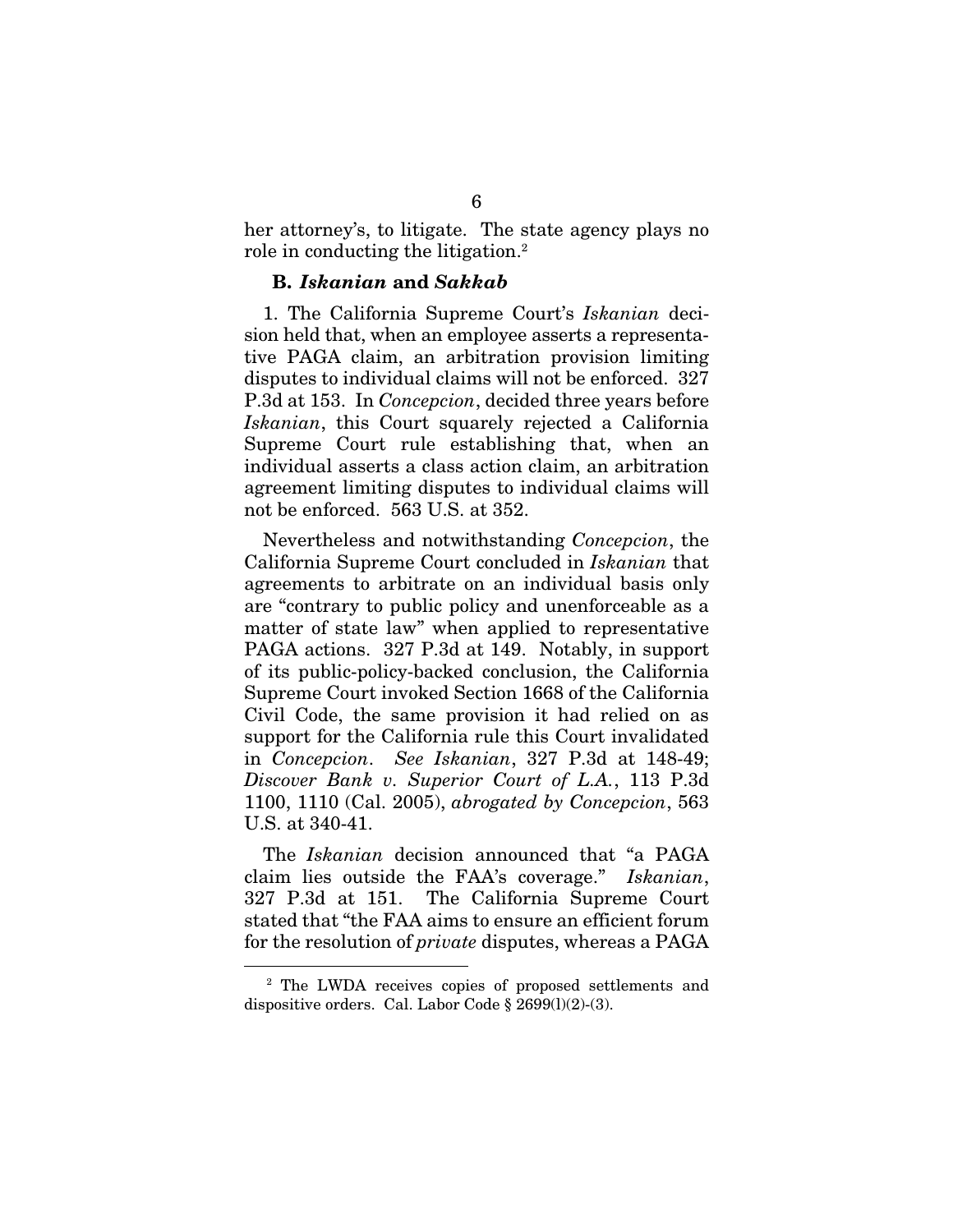her attorney's, to litigate. The state agency plays no role in conducting the litigation.[2]

### B. *Iskanian* and *Sakkab*

1. The California Supreme Court's *Iskanian* decision held that, when an employee asserts a representative PAGA claim, an arbitration provision limiting disputes to individual claims will not be enforced. 327 P.3d at 153. In *Concepcion*, decided three years before *Iskanian*, this Court squarely rejected a California Supreme Court rule establishing that, when an individual asserts a class action claim, an arbitration agreement limiting disputes to individual claims will not be enforced. 563 U.S. at 352.

Nevertheless and notwithstanding *Concepcion*, the California Supreme Court concluded in *Iskanian* that agreements to arbitrate on an individual basis only are "contrary to public policy and unenforceable as a matter of state law" when applied to representative PAGA actions. 327 P.3d at 149. Notably, in support of its public-policy-backed conclusion, the California Supreme Court invoked Section 1668 of the California Civil Code, the same provision it had relied on as support for the California rule this Court invalidated in *Concepcion*. *See Iskanian*, 327 P.3d at 148-49; *Discover Bank v. Superior Court of L.A.*, 113 P.3d 1100, 1110 (Cal. 2005), *abrogated by Concepcion*, 563 U.S. at 340-41.

The *Iskanian* decision announced that "a PAGA claim lies outside the FAA's coverage." *Iskanian*, 327 P.3d at 151. The California Supreme Court stated that "the FAA aims to ensure an efficient forum for the resolution of *private* disputes, whereas a PAGA

---

[2] The LWDA receives copies of proposed settlements and dispositive orders. Cal. Labor Code § 2699(l)(2)-(3).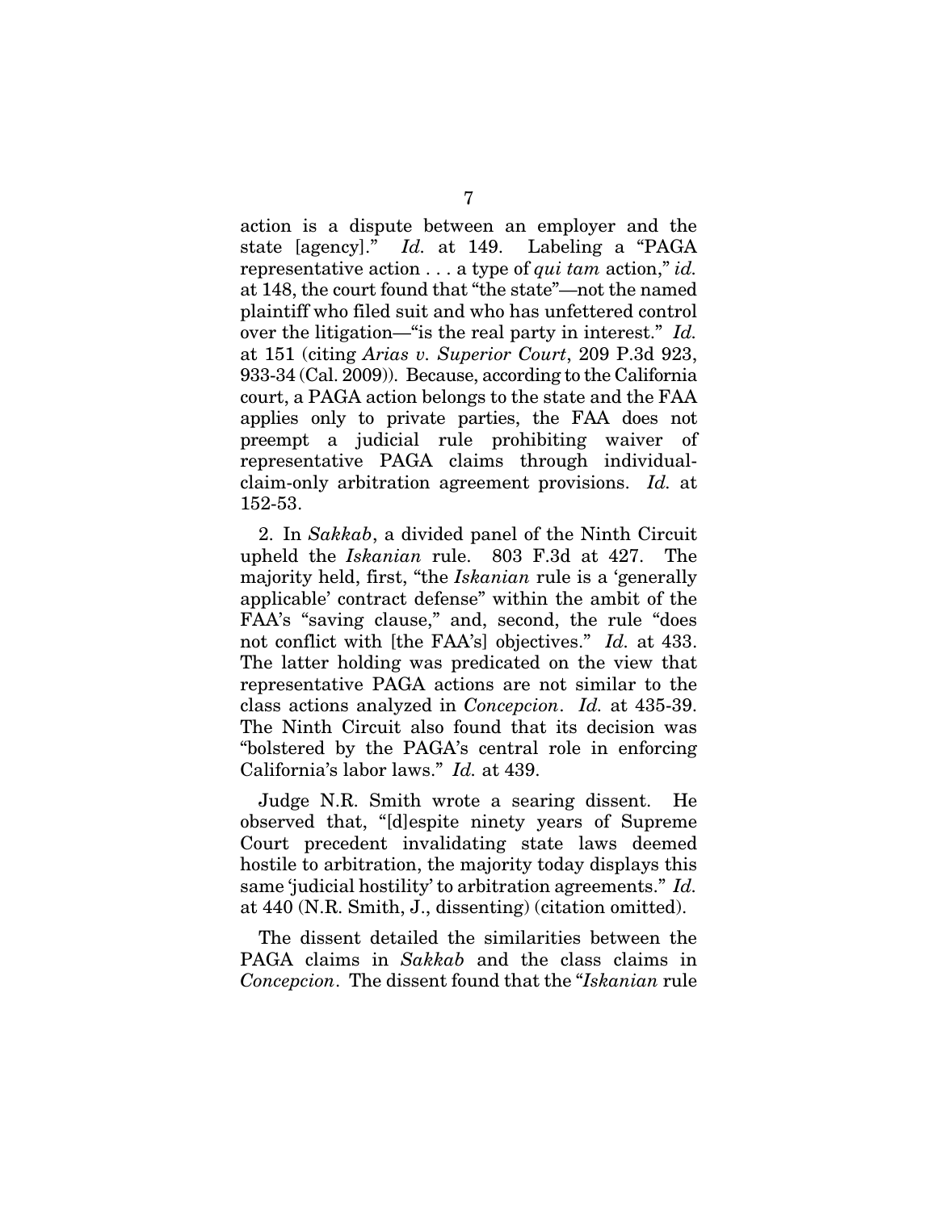action is a dispute between an employer and the state [agency]." *Id.* at 149. Labeling a "PAGA representative action . . . a type of *qui tam* action," *id.* at 148, the court found that "the state"—not the named plaintiff who filed suit and who has unfettered control over the litigation—"is the real party in interest." *Id.* at 151 (citing *Arias v. Superior Court*, 209 P.3d 923, 933-34 (Cal. 2009)). Because, according to the California court, a PAGA action belongs to the state and the FAA applies only to private parties, the FAA does not preempt a judicial rule prohibiting waiver of representative PAGA claims through individual-claim-only arbitration agreement provisions. *Id.* at 152-53.

2. In *Sakkab*, a divided panel of the Ninth Circuit upheld the *Iskanian* rule. 803 F.3d at 427. The majority held, first, "the *Iskanian* rule is a 'generally applicable' contract defense" within the ambit of the FAA's "saving clause," and, second, the rule "does not conflict with [the FAA's] objectives." *Id.* at 433. The latter holding was predicated on the view that representative PAGA actions are not similar to the class actions analyzed in *Concepcion*. *Id.* at 435-39. The Ninth Circuit also found that its decision was "bolstered by the PAGA's central role in enforcing California's labor laws." *Id.* at 439.

Judge N.R. Smith wrote a searing dissent. He observed that, "[d]espite ninety years of Supreme Court precedent invalidating state laws deemed hostile to arbitration, the majority today displays this same 'judicial hostility' to arbitration agreements." *Id.* at 440 (N.R. Smith, J., dissenting) (citation omitted).

The dissent detailed the similarities between the PAGA claims in *Sakkab* and the class claims in *Concepcion*. The dissent found that the "*Iskanian* rule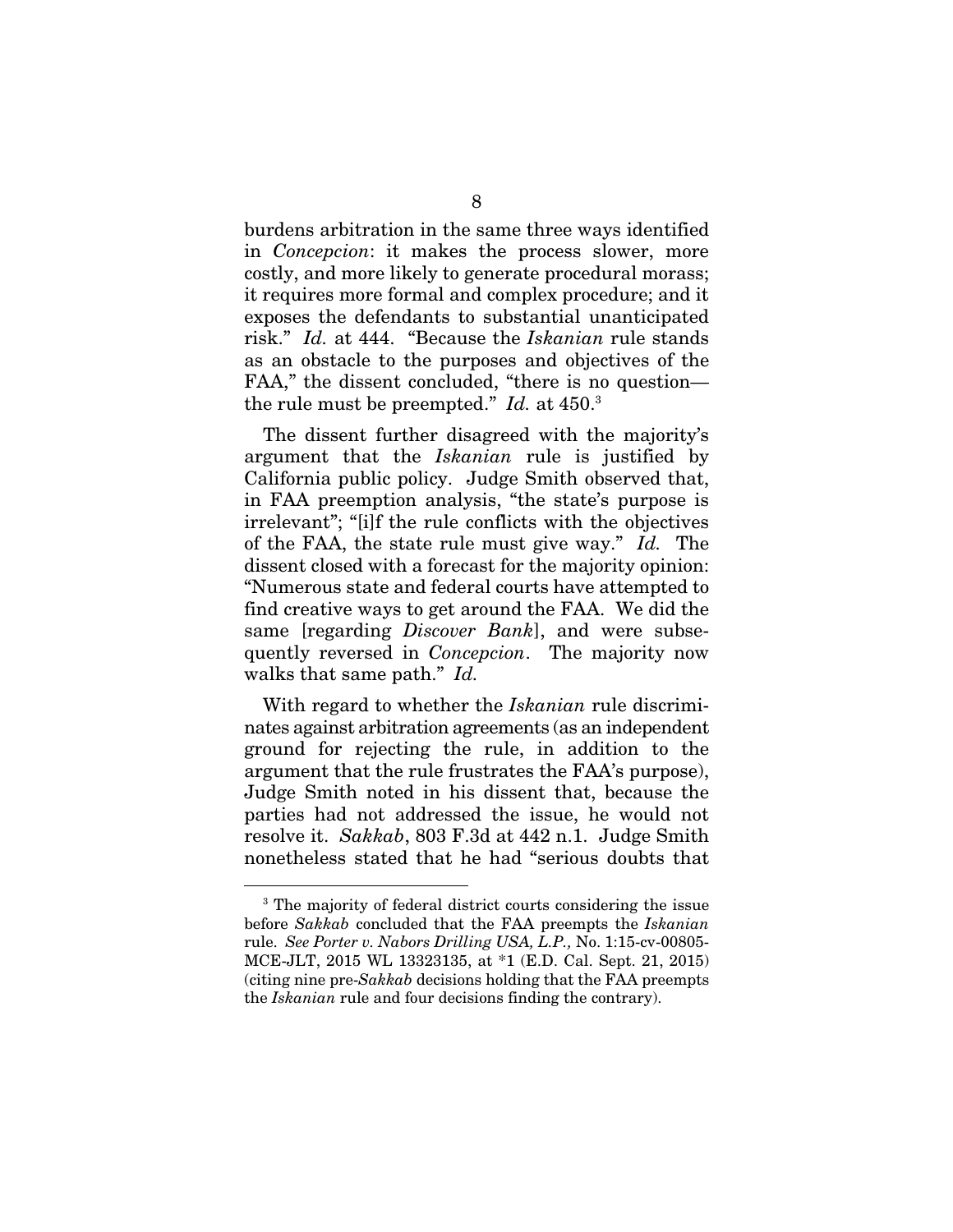burdens arbitration in the same three ways identified in *Concepcion*: it makes the process slower, more costly, and more likely to generate procedural morass; it requires more formal and complex procedure; and it exposes the defendants to substantial unanticipated risk." *Id.* at 444. "Because the *Iskanian* rule stands as an obstacle to the purposes and objectives of the FAA," the dissent concluded, "there is no question—the rule must be preempted." *Id.* at 450.[3]

The dissent further disagreed with the majority's argument that the *Iskanian* rule is justified by California public policy. Judge Smith observed that, in FAA preemption analysis, "the state's purpose is irrelevant"; "[i]f the rule conflicts with the objectives of the FAA, the state rule must give way." *Id.* The dissent closed with a forecast for the majority opinion: "Numerous state and federal courts have attempted to find creative ways to get around the FAA. We did the same [regarding *Discover Bank*], and were subsequently reversed in *Concepcion*. The majority now walks that same path." *Id.*

With regard to whether the *Iskanian* rule discriminates against arbitration agreements (as an independent ground for rejecting the rule, in addition to the argument that the rule frustrates the FAA's purpose), Judge Smith noted in his dissent that, because the parties had not addressed the issue, he would not resolve it. *Sakkab*, 803 F.3d at 442 n.1. Judge Smith nonetheless stated that he had "serious doubts that

---

[3] The majority of federal district courts considering the issue before *Sakkab* concluded that the FAA preempts the *Iskanian* rule. *See Porter v. Nabors Drilling USA, L.P.,* No. 1:15-cv-00805-MCE-JLT, 2015 WL 13323135, at *1 (E.D. Cal. Sept. 21, 2015) (citing nine pre-*Sakkab* decisions holding that the FAA preempts the *Iskanian* rule and four decisions finding the contrary).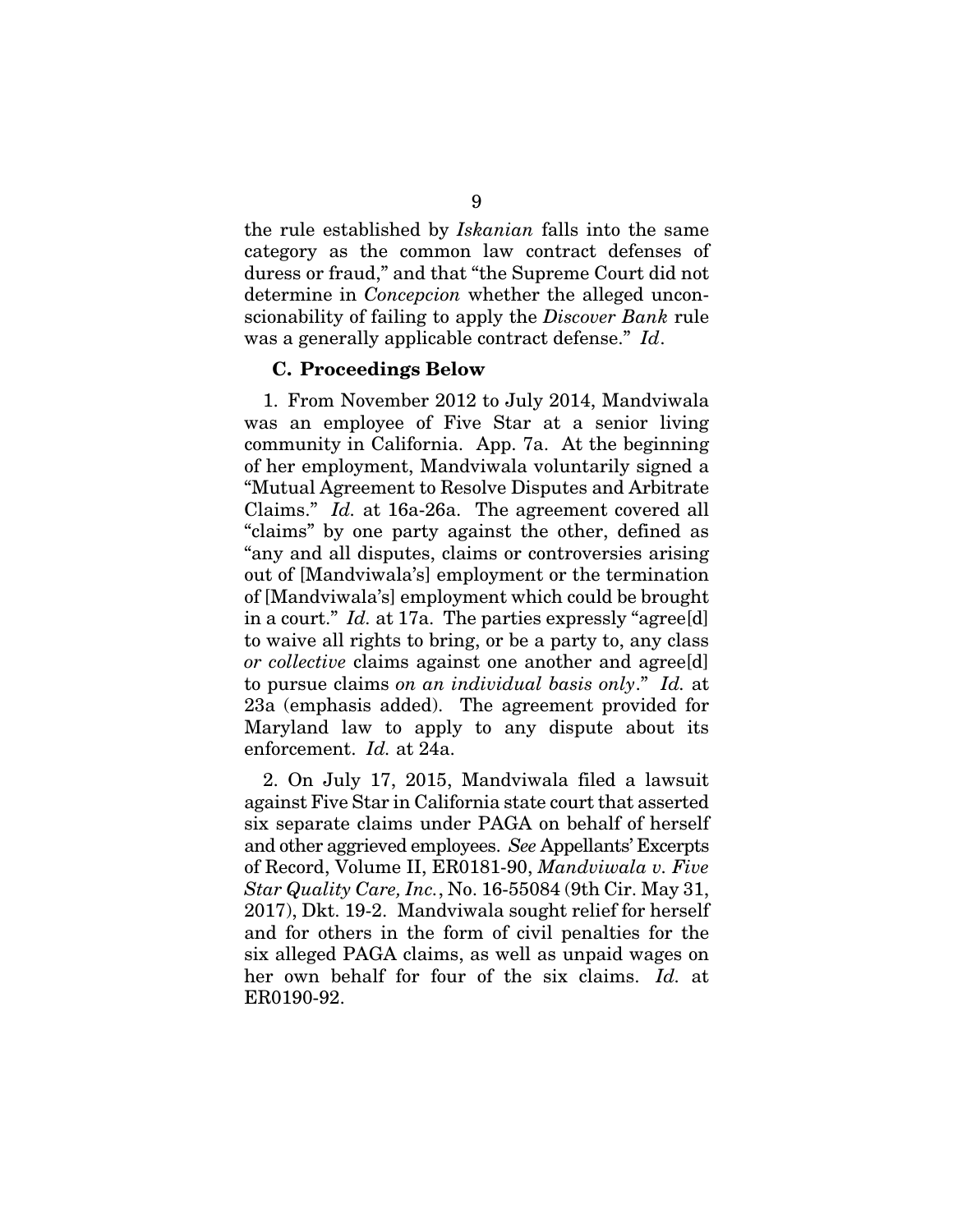the rule established by *Iskanian* falls into the same category as the common law contract defenses of duress or fraud," and that "the Supreme Court did not determine in *Concepcion* whether the alleged unconscionability of failing to apply the *Discover Bank* rule was a generally applicable contract defense." *Id*.

### C. Proceedings Below

1. From November 2012 to July 2014, Mandviwala was an employee of Five Star at a senior living community in California. App. 7a. At the beginning of her employment, Mandviwala voluntarily signed a "Mutual Agreement to Resolve Disputes and Arbitrate Claims." *Id.* at 16a-26a. The agreement covered all "claims" by one party against the other, defined as "any and all disputes, claims or controversies arising out of [Mandviwala's] employment or the termination of [Mandviwala's] employment which could be brought in a court." *Id.* at 17a. The parties expressly "agree[d] to waive all rights to bring, or be a party to, any class *or collective* claims against one another and agree[d] to pursue claims *on an individual basis only*." *Id.* at 23a (emphasis added). The agreement provided for Maryland law to apply to any dispute about its enforcement. *Id.* at 24a.

2. On July 17, 2015, Mandviwala filed a lawsuit against Five Star in California state court that asserted six separate claims under PAGA on behalf of herself and other aggrieved employees. *See* Appellants' Excerpts of Record, Volume II, ER0181-90, *Mandviwala v. Five Star Quality Care, Inc.*, No. 16-55084 (9th Cir. May 31, 2017), Dkt. 19-2. Mandviwala sought relief for herself and for others in the form of civil penalties for the six alleged PAGA claims, as well as unpaid wages on her own behalf for four of the six claims. *Id.* at ER0190-92.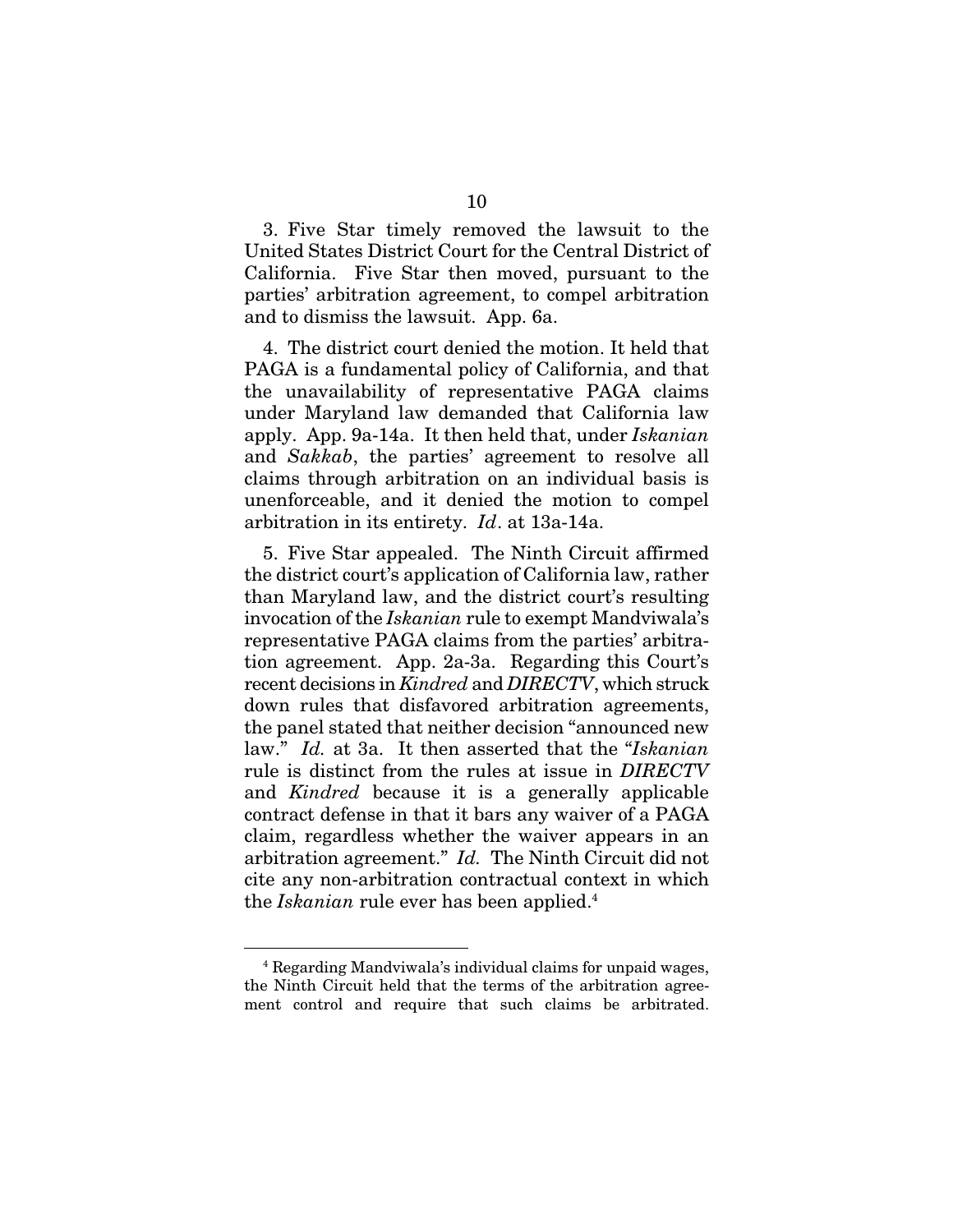3. Five Star timely removed the lawsuit to the United States District Court for the Central District of California. Five Star then moved, pursuant to the parties' arbitration agreement, to compel arbitration and to dismiss the lawsuit. App. 6a.

4. The district court denied the motion. It held that PAGA is a fundamental policy of California, and that the unavailability of representative PAGA claims under Maryland law demanded that California law apply. App. 9a-14a. It then held that, under *Iskanian* and *Sakkab*, the parties' agreement to resolve all claims through arbitration on an individual basis is unenforceable, and it denied the motion to compel arbitration in its entirety. *Id*. at 13a-14a.

5. Five Star appealed. The Ninth Circuit affirmed the district court's application of California law, rather than Maryland law, and the district court's resulting invocation of the *Iskanian* rule to exempt Mandviwala's representative PAGA claims from the parties' arbitration agreement. App. 2a-3a. Regarding this Court's recent decisions in *Kindred* and *DIRECTV*, which struck down rules that disfavored arbitration agreements, the panel stated that neither decision "announced new law." *Id.* at 3a. It then asserted that the "*Iskanian* rule is distinct from the rules at issue in *DIRECTV* and *Kindred* because it is a generally applicable contract defense in that it bars any waiver of a PAGA claim, regardless whether the waiver appears in an arbitration agreement." *Id.* The Ninth Circuit did not cite any non-arbitration contractual context in which the *Iskanian* rule ever has been applied.[4]

---

[4] Regarding Mandviwala's individual claims for unpaid wages, the Ninth Circuit held that the terms of the arbitration agreement control and require that such claims be arbitrated.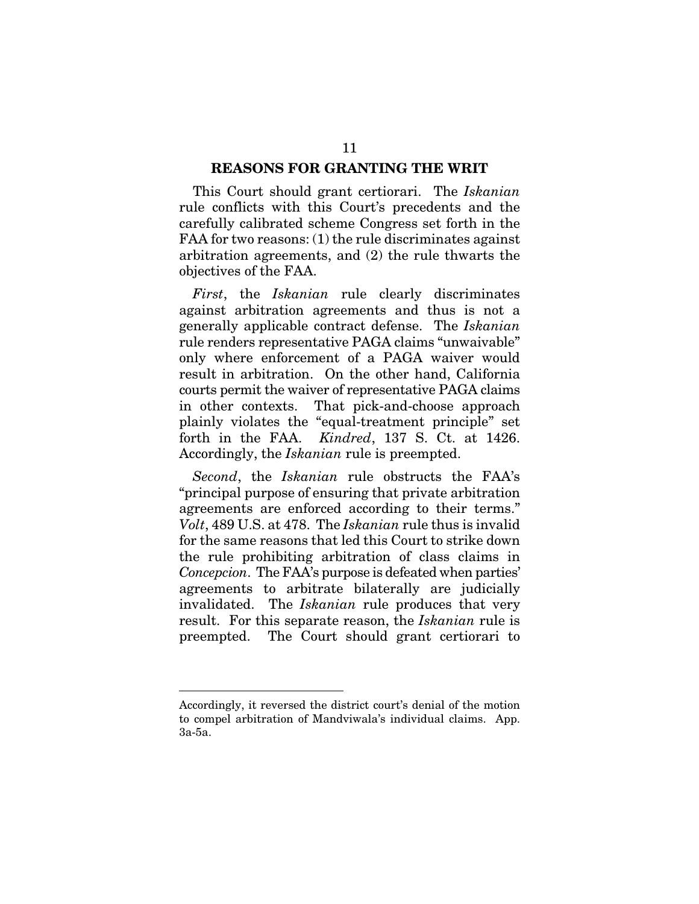## REASONS FOR GRANTING THE WRIT

This Court should grant certiorari. The *Iskanian* rule conflicts with this Court's precedents and the carefully calibrated scheme Congress set forth in the FAA for two reasons: (1) the rule discriminates against arbitration agreements, and (2) the rule thwarts the objectives of the FAA.

*First*, the *Iskanian* rule clearly discriminates against arbitration agreements and thus is not a generally applicable contract defense. The *Iskanian* rule renders representative PAGA claims "unwaivable" only where enforcement of a PAGA waiver would result in arbitration. On the other hand, California courts permit the waiver of representative PAGA claims in other contexts. That pick-and-choose approach plainly violates the "equal-treatment principle" set forth in the FAA. *Kindred*, 137 S. Ct. at 1426. Accordingly, the *Iskanian* rule is preempted.

*Second*, the *Iskanian* rule obstructs the FAA's "principal purpose of ensuring that private arbitration agreements are enforced according to their terms." *Volt*, 489 U.S. at 478. The *Iskanian* rule thus is invalid for the same reasons that led this Court to strike down the rule prohibiting arbitration of class claims in *Concepcion*. The FAA's purpose is defeated when parties' agreements to arbitrate bilaterally are judicially invalidated. The *Iskanian* rule produces that very result. For this separate reason, the *Iskanian* rule is preempted. The Court should grant certiorari to

---

Accordingly, it reversed the district court's denial of the motion to compel arbitration of Mandviwala's individual claims. App. 3a-5a.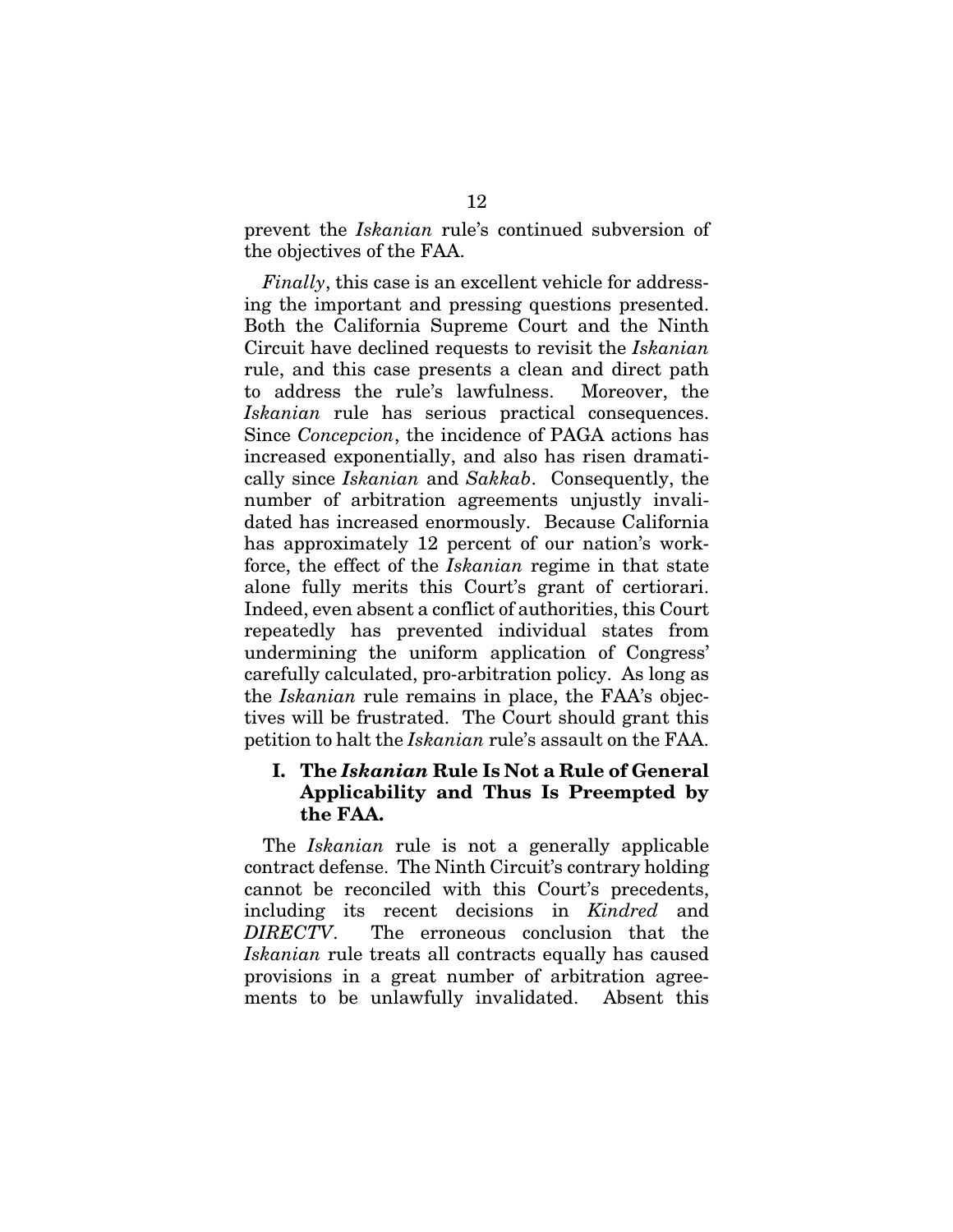prevent the *Iskanian* rule's continued subversion of the objectives of the FAA.

*Finally*, this case is an excellent vehicle for addressing the important and pressing questions presented. Both the California Supreme Court and the Ninth Circuit have declined requests to revisit the *Iskanian* rule, and this case presents a clean and direct path to address the rule's lawfulness. Moreover, the *Iskanian* rule has serious practical consequences. Since *Concepcion*, the incidence of PAGA actions has increased exponentially, and also has risen dramatically since *Iskanian* and *Sakkab*. Consequently, the number of arbitration agreements unjustly invalidated has increased enormously. Because California has approximately 12 percent of our nation's workforce, the effect of the *Iskanian* regime in that state alone fully merits this Court's grant of certiorari. Indeed, even absent a conflict of authorities, this Court repeatedly has prevented individual states from undermining the uniform application of Congress' carefully calculated, pro-arbitration policy. As long as the *Iskanian* rule remains in place, the FAA's objectives will be frustrated. The Court should grant this petition to halt the *Iskanian* rule's assault on the FAA.

## I. The *Iskanian* Rule Is Not a Rule of General Applicability and Thus Is Preempted by the FAA.

The *Iskanian* rule is not a generally applicable contract defense. The Ninth Circuit's contrary holding cannot be reconciled with this Court's precedents, including its recent decisions in *Kindred* and *DIRECTV*. The erroneous conclusion that the *Iskanian* rule treats all contracts equally has caused provisions in a great number of arbitration agreements to be unlawfully invalidated. Absent this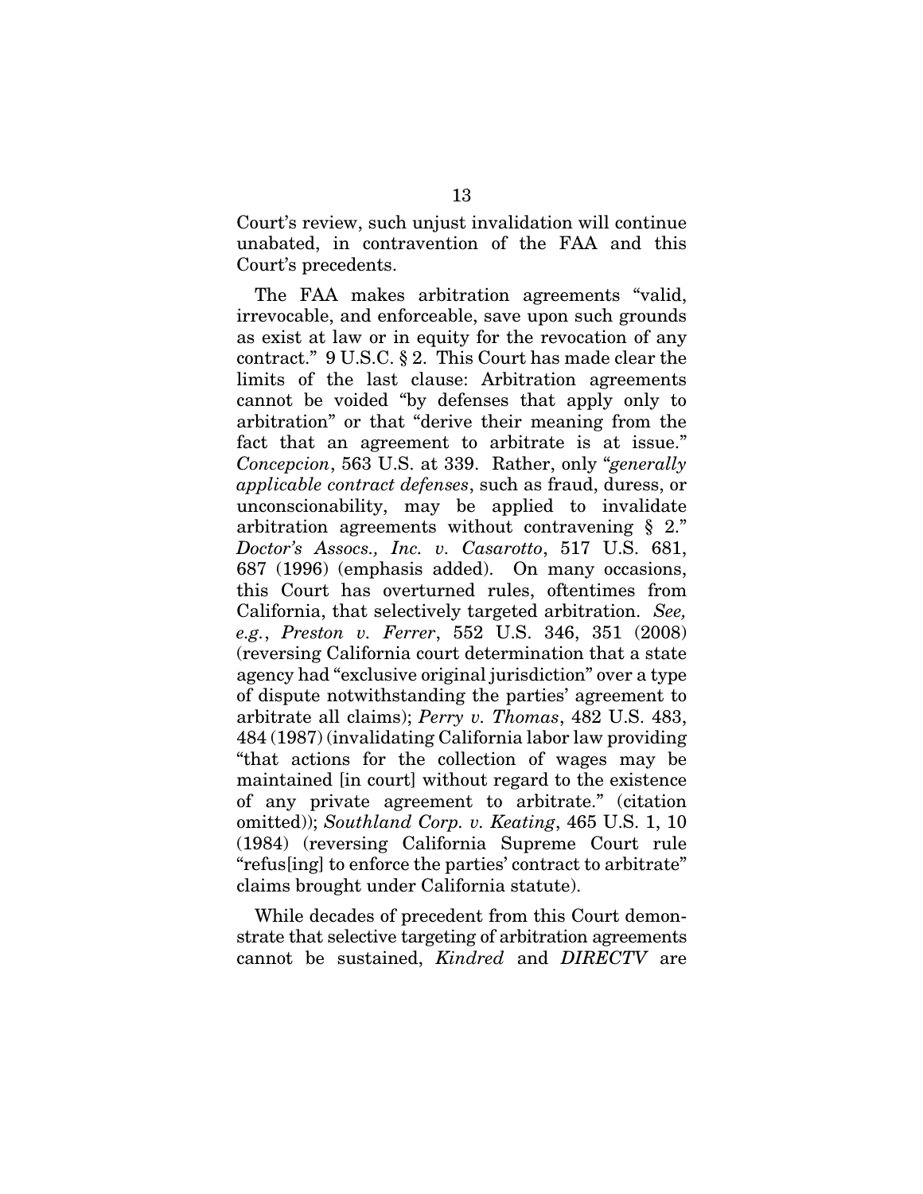Court's review, such unjust invalidation will continue unabated, in contravention of the FAA and this Court's precedents.

The FAA makes arbitration agreements "valid, irrevocable, and enforceable, save upon such grounds as exist at law or in equity for the revocation of any contract." 9 U.S.C. § 2. This Court has made clear the limits of the last clause: Arbitration agreements cannot be voided "by defenses that apply only to arbitration" or that "derive their meaning from the fact that an agreement to arbitrate is at issue." *Concepcion*, 563 U.S. at 339. Rather, only "*generally applicable contract defenses*, such as fraud, duress, or unconscionability, may be applied to invalidate arbitration agreements without contravening § 2." *Doctor's Assocs., Inc. v. Casarotto*, 517 U.S. 681, 687 (1996) (emphasis added). On many occasions, this Court has overturned rules, oftentimes from California, that selectively targeted arbitration. *See, e.g.*, *Preston v. Ferrer*, 552 U.S. 346, 351 (2008) (reversing California court determination that a state agency had "exclusive original jurisdiction" over a type of dispute notwithstanding the parties' agreement to arbitrate all claims); *Perry v. Thomas*, 482 U.S. 483, 484 (1987) (invalidating California labor law providing "that actions for the collection of wages may be maintained [in court] without regard to the existence of any private agreement to arbitrate." (citation omitted)); *Southland Corp. v. Keating*, 465 U.S. 1, 10 (1984) (reversing California Supreme Court rule "refus[ing] to enforce the parties' contract to arbitrate" claims brought under California statute).

While decades of precedent from this Court demonstrate that selective targeting of arbitration agreements cannot be sustained, *Kindred* and *DIRECTV* are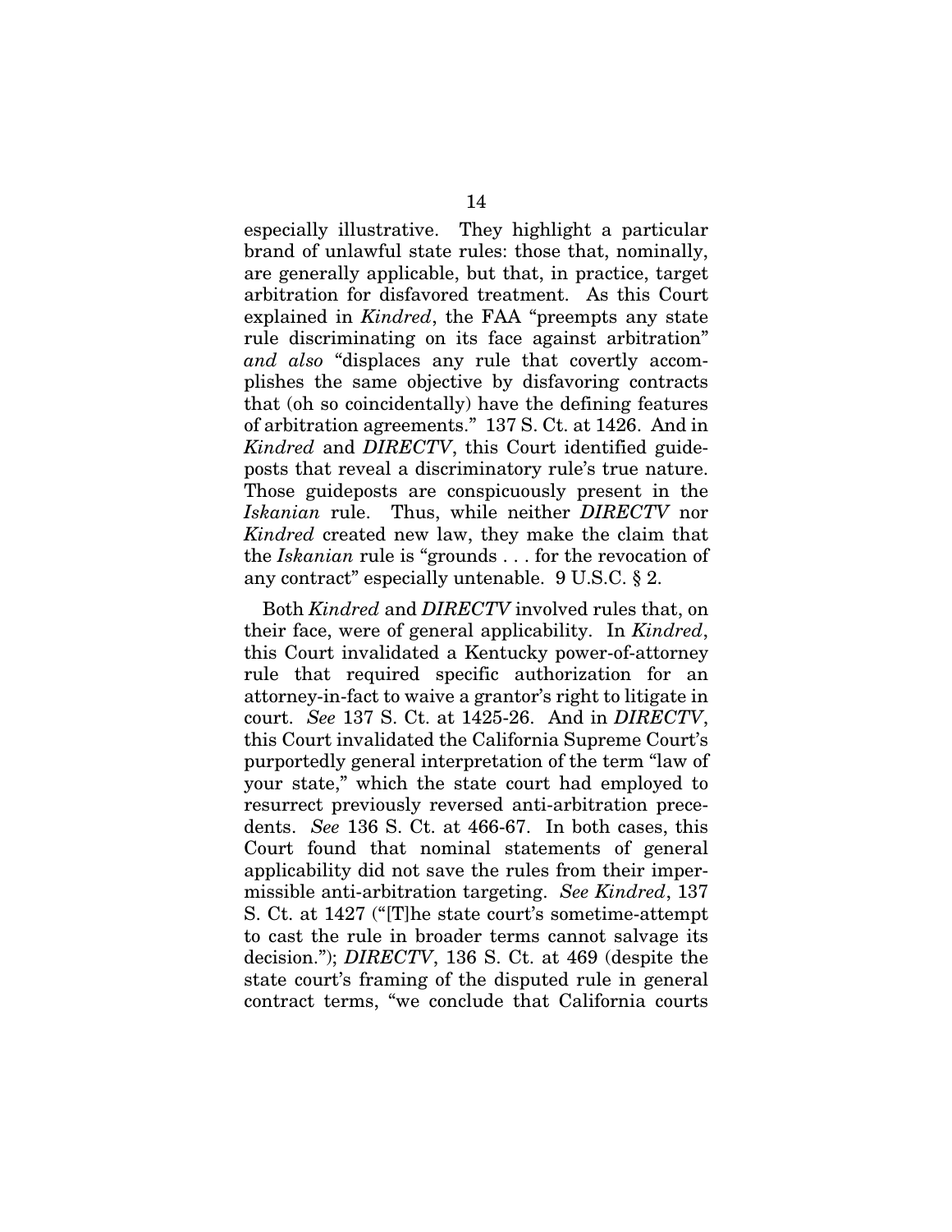especially illustrative. They highlight a particular brand of unlawful state rules: those that, nominally, are generally applicable, but that, in practice, target arbitration for disfavored treatment. As this Court explained in *Kindred*, the FAA "preempts any state rule discriminating on its face against arbitration" *and also* "displaces any rule that covertly accomplishes the same objective by disfavoring contracts that (oh so coincidentally) have the defining features of arbitration agreements." 137 S. Ct. at 1426. And in *Kindred* and *DIRECTV*, this Court identified guideposts that reveal a discriminatory rule's true nature. Those guideposts are conspicuously present in the *Iskanian* rule. Thus, while neither *DIRECTV* nor *Kindred* created new law, they make the claim that the *Iskanian* rule is "grounds . . . for the revocation of any contract" especially untenable. 9 U.S.C. § 2.

Both *Kindred* and *DIRECTV* involved rules that, on their face, were of general applicability. In *Kindred*, this Court invalidated a Kentucky power-of-attorney rule that required specific authorization for an attorney-in-fact to waive a grantor's right to litigate in court. *See* 137 S. Ct. at 1425-26. And in *DIRECTV*, this Court invalidated the California Supreme Court's purportedly general interpretation of the term "law of your state," which the state court had employed to resurrect previously reversed anti-arbitration precedents. *See* 136 S. Ct. at 466-67. In both cases, this Court found that nominal statements of general applicability did not save the rules from their impermissible anti-arbitration targeting. *See Kindred*, 137 S. Ct. at 1427 ("[T]he state court's sometime-attempt to cast the rule in broader terms cannot salvage its decision."); *DIRECTV*, 136 S. Ct. at 469 (despite the state court's framing of the disputed rule in general contract terms, "we conclude that California courts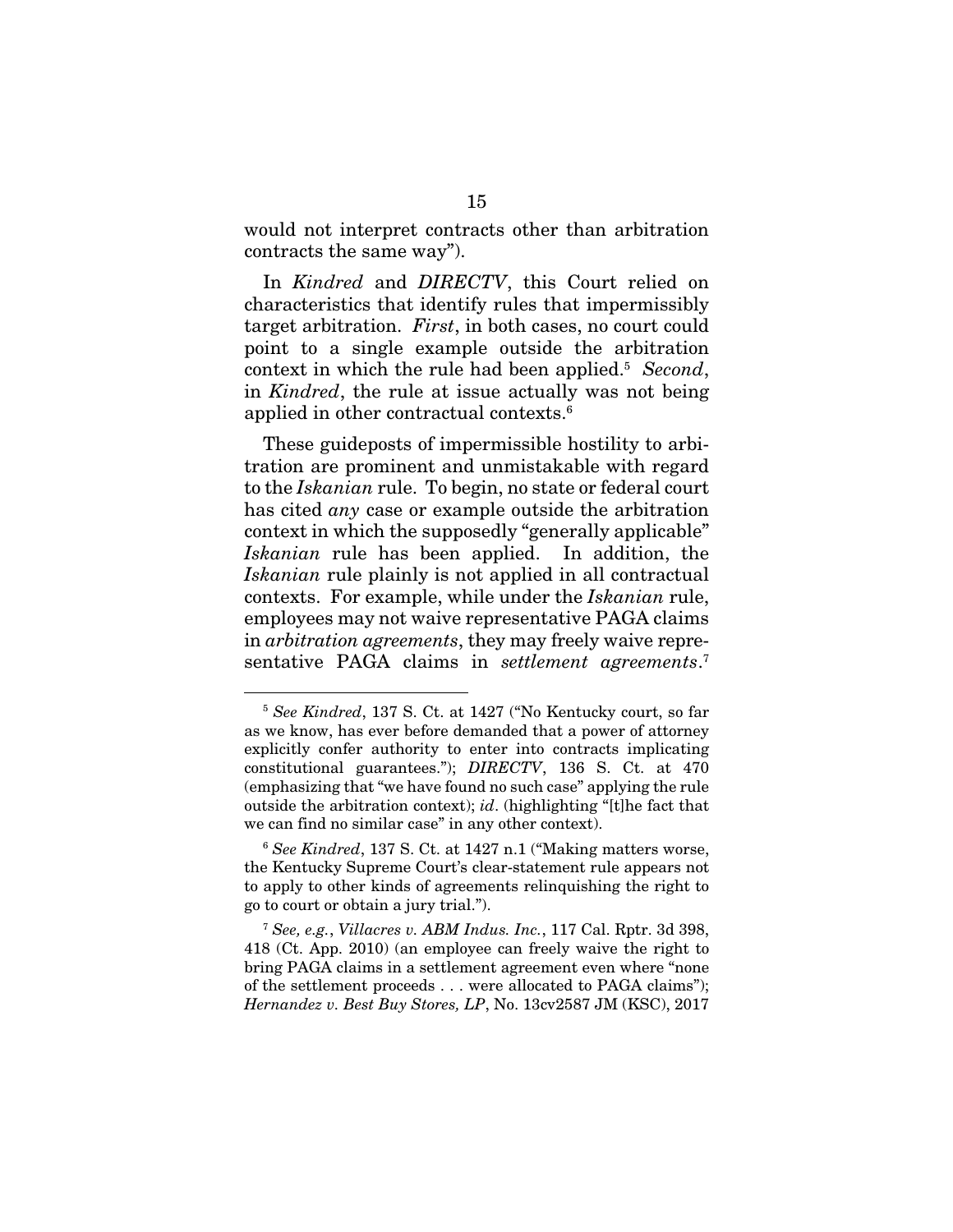would not interpret contracts other than arbitration contracts the same way").

In *Kindred* and *DIRECTV*, this Court relied on characteristics that identify rules that impermissibly target arbitration. *First*, in both cases, no court could point to a single example outside the arbitration context in which the rule had been applied.[5] *Second*, in *Kindred*, the rule at issue actually was not being applied in other contractual contexts.[6]

These guideposts of impermissible hostility to arbitration are prominent and unmistakable with regard to the *Iskanian* rule. To begin, no state or federal court has cited *any* case or example outside the arbitration context in which the supposedly "generally applicable" *Iskanian* rule has been applied. In addition, the *Iskanian* rule plainly is not applied in all contractual contexts. For example, while under the *Iskanian* rule, employees may not waive representative PAGA claims in *arbitration agreements*, they may freely waive representative PAGA claims in *settlement agreements*.[7]

---

[5] *See Kindred*, 137 S. Ct. at 1427 ("No Kentucky court, so far as we know, has ever before demanded that a power of attorney explicitly confer authority to enter into contracts implicating constitutional guarantees."); *DIRECTV*, 136 S. Ct. at 470 (emphasizing that "we have found no such case" applying the rule outside the arbitration context); *id*. (highlighting "[t]he fact that we can find no similar case" in any other context).

[6] *See Kindred*, 137 S. Ct. at 1427 n.1 ("Making matters worse, the Kentucky Supreme Court's clear-statement rule appears not to apply to other kinds of agreements relinquishing the right to go to court or obtain a jury trial.").

[7] *See, e.g.*, *Villacres v. ABM Indus. Inc.*, 117 Cal. Rptr. 3d 398, 418 (Ct. App. 2010) (an employee can freely waive the right to bring PAGA claims in a settlement agreement even where "none of the settlement proceeds . . . were allocated to PAGA claims"); *Hernandez v. Best Buy Stores, LP*, No. 13cv2587 JM (KSC), 2017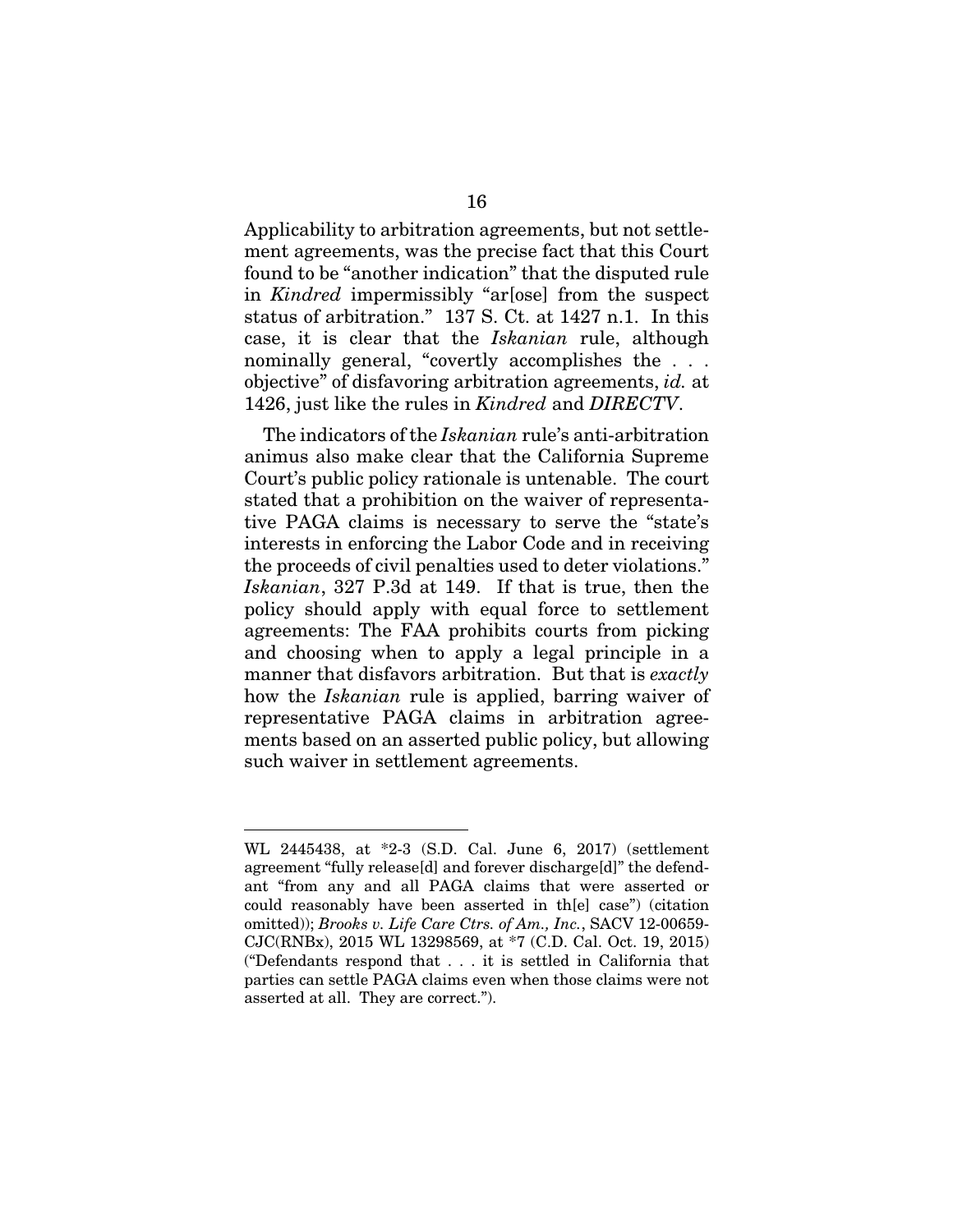Applicability to arbitration agreements, but not settlement agreements, was the precise fact that this Court found to be "another indication" that the disputed rule in *Kindred* impermissibly "ar[ose] from the suspect status of arbitration." 137 S. Ct. at 1427 n.1. In this case, it is clear that the *Iskanian* rule, although nominally general, "covertly accomplishes the . . . objective" of disfavoring arbitration agreements, *id.* at 1426, just like the rules in *Kindred* and *DIRECTV*.

The indicators of the *Iskanian* rule's anti-arbitration animus also make clear that the California Supreme Court's public policy rationale is untenable. The court stated that a prohibition on the waiver of representative PAGA claims is necessary to serve the "state's interests in enforcing the Labor Code and in receiving the proceeds of civil penalties used to deter violations." *Iskanian*, 327 P.3d at 149. If that is true, then the policy should apply with equal force to settlement agreements: The FAA prohibits courts from picking and choosing when to apply a legal principle in a manner that disfavors arbitration. But that is *exactly* how the *Iskanian* rule is applied, barring waiver of representative PAGA claims in arbitration agreements based on an asserted public policy, but allowing such waiver in settlement agreements.

---

WL 2445438, at *2-3 (S.D. Cal. June 6, 2017) (settlement agreement "fully release[d] and forever discharge[d]" the defendant "from any and all PAGA claims that were asserted or could reasonably have been asserted in th[e] case") (citation omitted)); *Brooks v. Life Care Ctrs. of Am., Inc.*, SACV 12-00659-CJC(RNBx), 2015 WL 13298569, at *7 (C.D. Cal. Oct. 19, 2015) ("Defendants respond that . . . it is settled in California that parties can settle PAGA claims even when those claims were not asserted at all. They are correct.").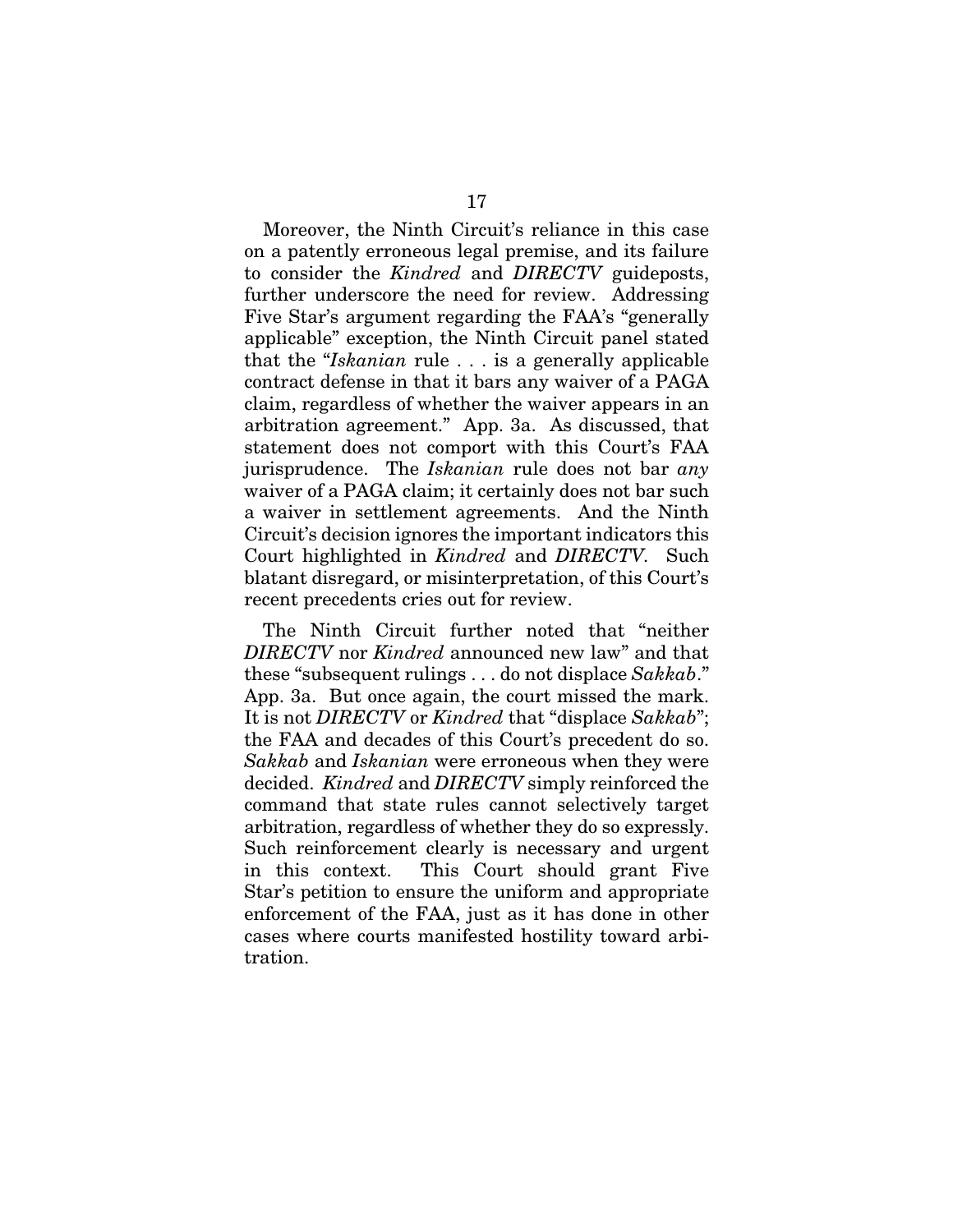Moreover, the Ninth Circuit's reliance in this case on a patently erroneous legal premise, and its failure to consider the *Kindred* and *DIRECTV* guideposts, further underscore the need for review. Addressing Five Star's argument regarding the FAA's "generally applicable" exception, the Ninth Circuit panel stated that the "*Iskanian* rule . . . is a generally applicable contract defense in that it bars any waiver of a PAGA claim, regardless of whether the waiver appears in an arbitration agreement." App. 3a. As discussed, that statement does not comport with this Court's FAA jurisprudence. The *Iskanian* rule does not bar *any* waiver of a PAGA claim; it certainly does not bar such a waiver in settlement agreements. And the Ninth Circuit's decision ignores the important indicators this Court highlighted in *Kindred* and *DIRECTV*. Such blatant disregard, or misinterpretation, of this Court's recent precedents cries out for review.

The Ninth Circuit further noted that "neither *DIRECTV* nor *Kindred* announced new law" and that these "subsequent rulings . . . do not displace *Sakkab*." App. 3a. But once again, the court missed the mark. It is not *DIRECTV* or *Kindred* that "displace *Sakkab*"; the FAA and decades of this Court's precedent do so. *Sakkab* and *Iskanian* were erroneous when they were decided. *Kindred* and *DIRECTV* simply reinforced the command that state rules cannot selectively target arbitration, regardless of whether they do so expressly. Such reinforcement clearly is necessary and urgent in this context. This Court should grant Five Star's petition to ensure the uniform and appropriate enforcement of the FAA, just as it has done in other cases where courts manifested hostility toward arbitration.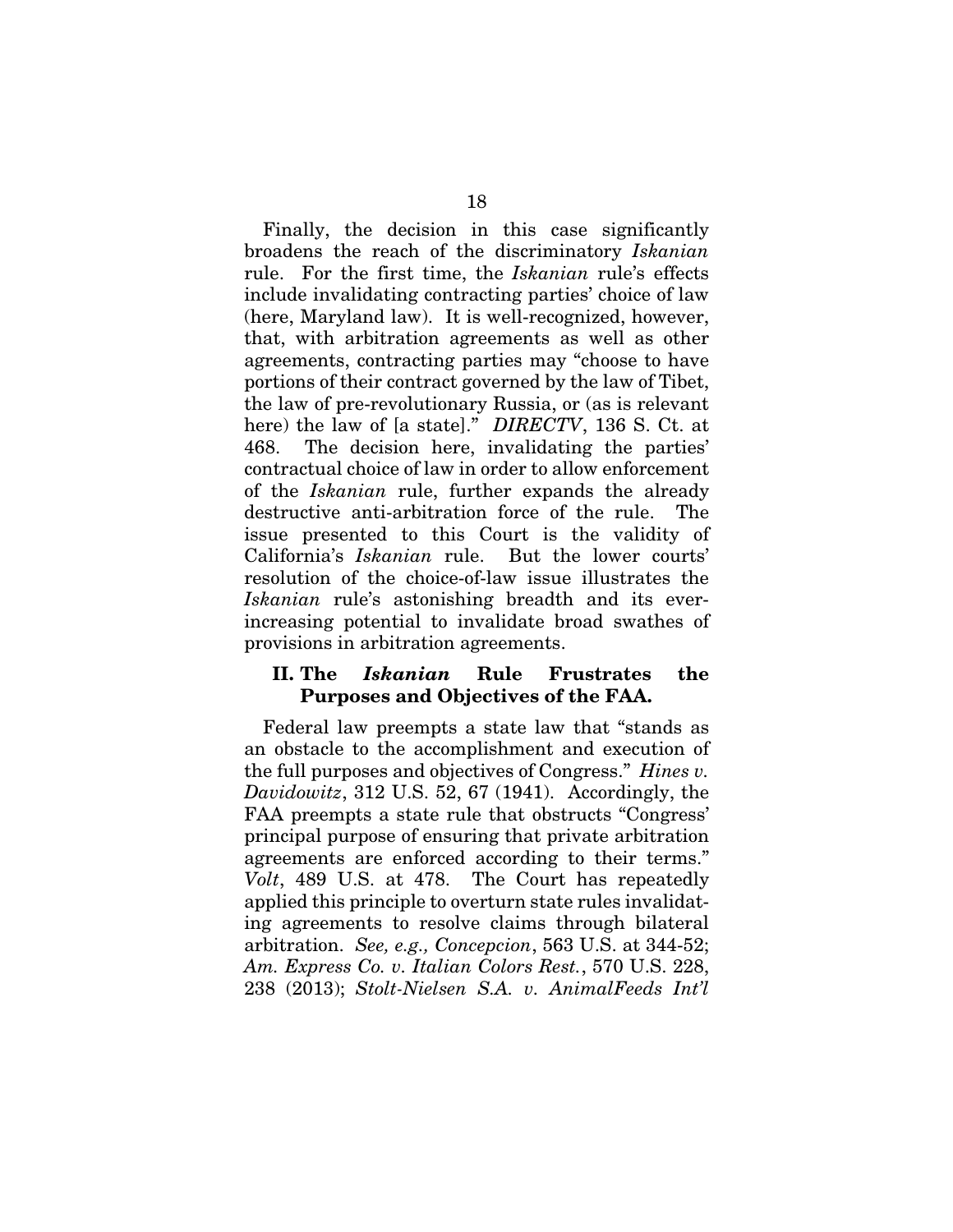Finally, the decision in this case significantly broadens the reach of the discriminatory *Iskanian* rule. For the first time, the *Iskanian* rule's effects include invalidating contracting parties' choice of law (here, Maryland law). It is well-recognized, however, that, with arbitration agreements as well as other agreements, contracting parties may "choose to have portions of their contract governed by the law of Tibet, the law of pre-revolutionary Russia, or (as is relevant here) the law of [a state]." *DIRECTV*, 136 S. Ct. at 468. The decision here, invalidating the parties' contractual choice of law in order to allow enforcement of the *Iskanian* rule, further expands the already destructive anti-arbitration force of the rule. The issue presented to this Court is the validity of California's *Iskanian* rule. But the lower courts' resolution of the choice-of-law issue illustrates the *Iskanian* rule's astonishing breadth and its ever-increasing potential to invalidate broad swathes of provisions in arbitration agreements.

## II. The *Iskanian* Rule Frustrates the Purposes and Objectives of the FAA.

Federal law preempts a state law that "stands as an obstacle to the accomplishment and execution of the full purposes and objectives of Congress." *Hines v. Davidowitz*, 312 U.S. 52, 67 (1941). Accordingly, the FAA preempts a state rule that obstructs "Congress' principal purpose of ensuring that private arbitration agreements are enforced according to their terms." *Volt*, 489 U.S. at 478. The Court has repeatedly applied this principle to overturn state rules invalidating agreements to resolve claims through bilateral arbitration. *See, e.g., Concepcion*, 563 U.S. at 344-52; *Am. Express Co. v. Italian Colors Rest.*, 570 U.S. 228, 238 (2013); *Stolt-Nielsen S.A. v. AnimalFeeds Int'l*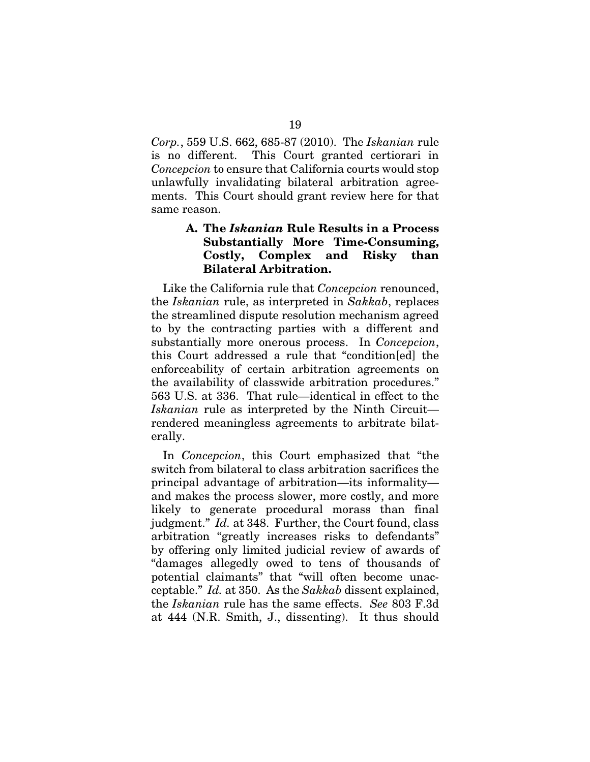*Corp.*, 559 U.S. 662, 685-87 (2010). The *Iskanian* rule is no different. This Court granted certiorari in *Concepcion* to ensure that California courts would stop unlawfully invalidating bilateral arbitration agreements. This Court should grant review here for that same reason.

### A. The *Iskanian* Rule Results in a Process Substantially More Time-Consuming, Costly, Complex and Risky than Bilateral Arbitration.

Like the California rule that *Concepcion* renounced, the *Iskanian* rule, as interpreted in *Sakkab*, replaces the streamlined dispute resolution mechanism agreed to by the contracting parties with a different and substantially more onerous process. In *Concepcion*, this Court addressed a rule that "condition[ed] the enforceability of certain arbitration agreements on the availability of classwide arbitration procedures." 563 U.S. at 336. That rule—identical in effect to the *Iskanian* rule as interpreted by the Ninth Circuit—rendered meaningless agreements to arbitrate bilaterally.

In *Concepcion*, this Court emphasized that "the switch from bilateral to class arbitration sacrifices the principal advantage of arbitration—its informality—and makes the process slower, more costly, and more likely to generate procedural morass than final judgment." *Id.* at 348. Further, the Court found, class arbitration "greatly increases risks to defendants" by offering only limited judicial review of awards of "damages allegedly owed to tens of thousands of potential claimants" that "will often become unacceptable." *Id.* at 350. As the *Sakkab* dissent explained, the *Iskanian* rule has the same effects. *See* 803 F.3d at 444 (N.R. Smith, J., dissenting). It thus should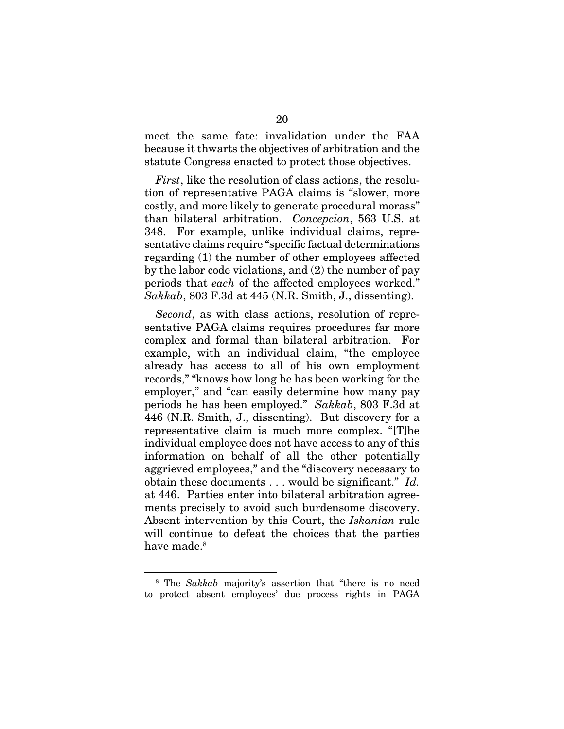meet the same fate: invalidation under the FAA because it thwarts the objectives of arbitration and the statute Congress enacted to protect those objectives.

*First*, like the resolution of class actions, the resolution of representative PAGA claims is "slower, more costly, and more likely to generate procedural morass" than bilateral arbitration. *Concepcion*, 563 U.S. at 348. For example, unlike individual claims, representative claims require "specific factual determinations regarding (1) the number of other employees affected by the labor code violations, and (2) the number of pay periods that *each* of the affected employees worked." *Sakkab*, 803 F.3d at 445 (N.R. Smith, J., dissenting).

*Second*, as with class actions, resolution of representative PAGA claims requires procedures far more complex and formal than bilateral arbitration. For example, with an individual claim, "the employee already has access to all of his own employment records," "knows how long he has been working for the employer," and "can easily determine how many pay periods he has been employed." *Sakkab*, 803 F.3d at 446 (N.R. Smith, J., dissenting). But discovery for a representative claim is much more complex. "[T]he individual employee does not have access to any of this information on behalf of all the other potentially aggrieved employees," and the "discovery necessary to obtain these documents . . . would be significant." *Id.* at 446. Parties enter into bilateral arbitration agreements precisely to avoid such burdensome discovery. Absent intervention by this Court, the *Iskanian* rule will continue to defeat the choices that the parties have made.[8]

[8] The *Sakkab* majority's assertion that "there is no need to protect absent employees' due process rights in PAGA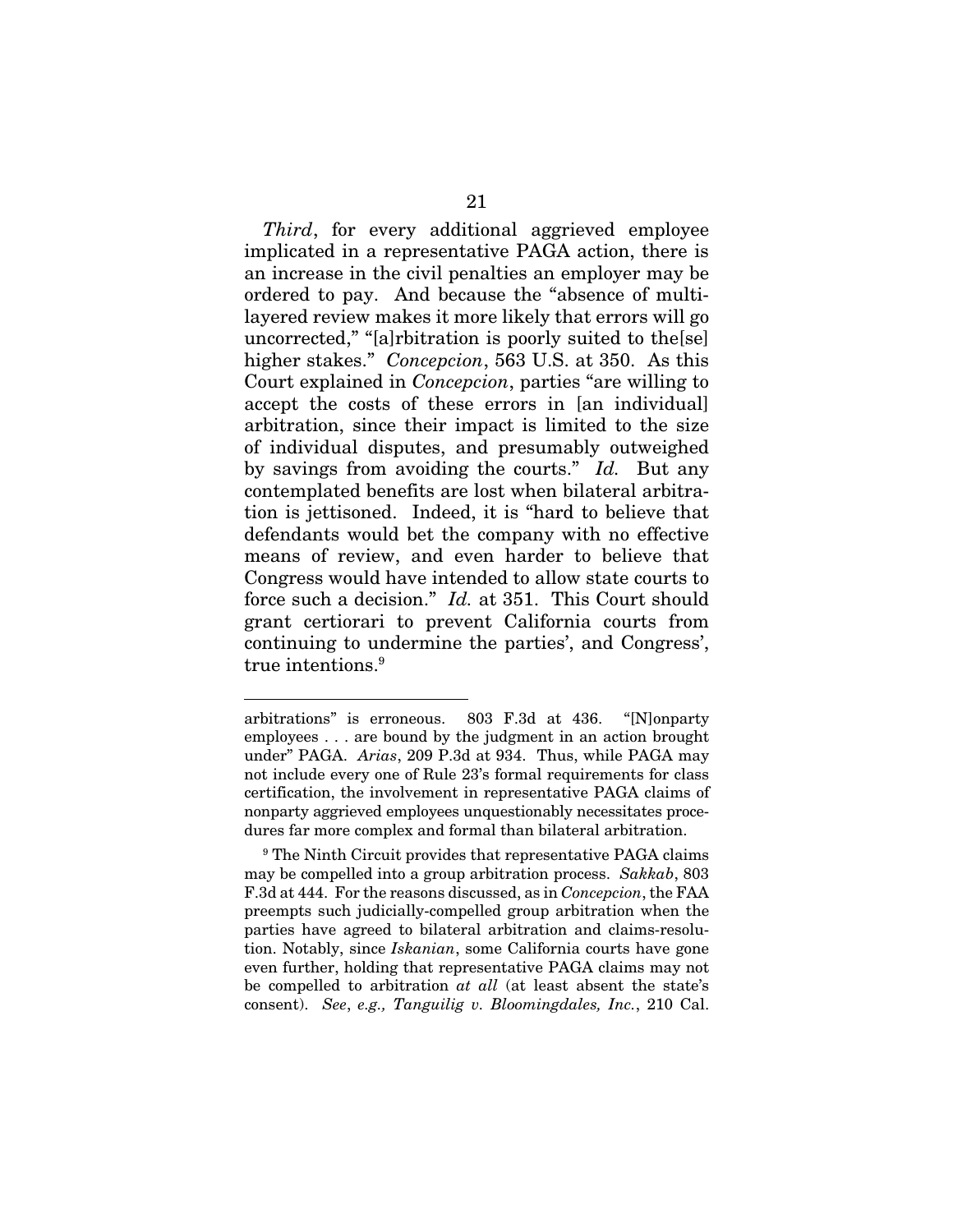*Third*, for every additional aggrieved employee implicated in a representative PAGA action, there is an increase in the civil penalties an employer may be ordered to pay. And because the "absence of multilayered review makes it more likely that errors will go uncorrected," "[a]rbitration is poorly suited to the[se] higher stakes." *Concepcion*, 563 U.S. at 350. As this Court explained in *Concepcion*, parties "are willing to accept the costs of these errors in [an individual] arbitration, since their impact is limited to the size of individual disputes, and presumably outweighed by savings from avoiding the courts." *Id.* But any contemplated benefits are lost when bilateral arbitration is jettisoned. Indeed, it is "hard to believe that defendants would bet the company with no effective means of review, and even harder to believe that Congress would have intended to allow state courts to force such a decision." *Id.* at 351. This Court should grant certiorari to prevent California courts from continuing to undermine the parties', and Congress', true intentions.[9]

---

arbitrations" is erroneous. 803 F.3d at 436. "[N]onparty employees . . . are bound by the judgment in an action brought under" PAGA. *Arias*, 209 P.3d at 934. Thus, while PAGA may not include every one of Rule 23's formal requirements for class certification, the involvement in representative PAGA claims of nonparty aggrieved employees unquestionably necessitates procedures far more complex and formal than bilateral arbitration.

[9] The Ninth Circuit provides that representative PAGA claims may be compelled into a group arbitration process. *Sakkab*, 803 F.3d at 444. For the reasons discussed, as in *Concepcion*, the FAA preempts such judicially-compelled group arbitration when the parties have agreed to bilateral arbitration and claims-resolution. Notably, since *Iskanian*, some California courts have gone even further, holding that representative PAGA claims may not be compelled to arbitration *at all* (at least absent the state's consent). *See*, *e.g., Tanguilig v. Bloomingdales, Inc.*, 210 Cal.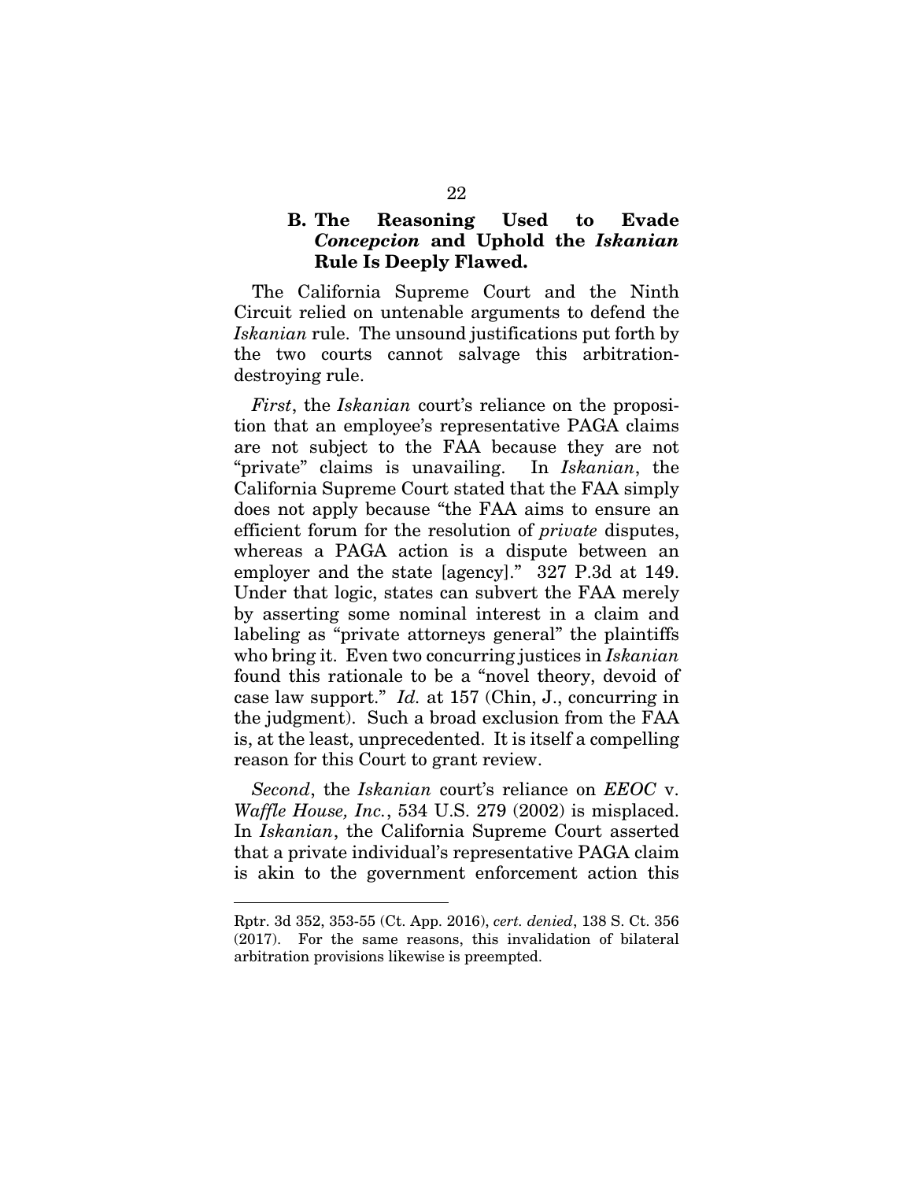### B. The Reasoning Used to Evade *Concepcion* and Uphold the *Iskanian* Rule Is Deeply Flawed.

The California Supreme Court and the Ninth Circuit relied on untenable arguments to defend the *Iskanian* rule. The unsound justifications put forth by the two courts cannot salvage this arbitration-destroying rule.

*First*, the *Iskanian* court's reliance on the proposition that an employee's representative PAGA claims are not subject to the FAA because they are not "private" claims is unavailing. In *Iskanian*, the California Supreme Court stated that the FAA simply does not apply because "the FAA aims to ensure an efficient forum for the resolution of *private* disputes, whereas a PAGA action is a dispute between an employer and the state [agency]." 327 P.3d at 149. Under that logic, states can subvert the FAA merely by asserting some nominal interest in a claim and labeling as "private attorneys general" the plaintiffs who bring it. Even two concurring justices in *Iskanian* found this rationale to be a "novel theory, devoid of case law support." *Id.* at 157 (Chin, J., concurring in the judgment). Such a broad exclusion from the FAA is, at the least, unprecedented. It is itself a compelling reason for this Court to grant review.

*Second*, the *Iskanian* court's reliance on *EEOC* v. *Waffle House, Inc.*, 534 U.S. 279 (2002) is misplaced. In *Iskanian*, the California Supreme Court asserted that a private individual's representative PAGA claim is akin to the government enforcement action this

---

Rptr. 3d 352, 353-55 (Ct. App. 2016), *cert. denied*, 138 S. Ct. 356 (2017). For the same reasons, this invalidation of bilateral arbitration provisions likewise is preempted.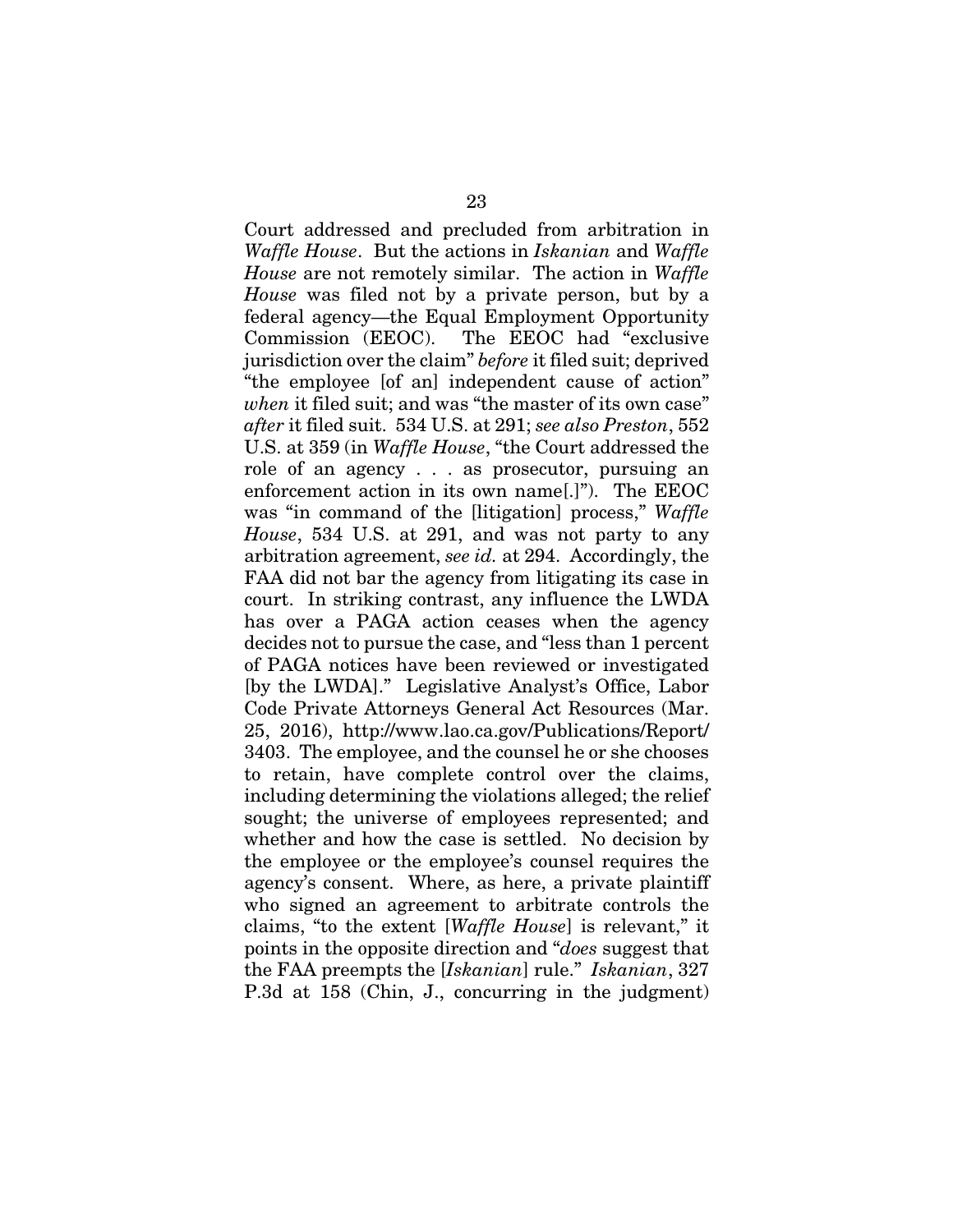Court addressed and precluded from arbitration in *Waffle House*. But the actions in *Iskanian* and *Waffle House* are not remotely similar. The action in *Waffle House* was filed not by a private person, but by a federal agency—the Equal Employment Opportunity Commission (EEOC). The EEOC had "exclusive jurisdiction over the claim" *before* it filed suit; deprived "the employee [of an] independent cause of action" *when* it filed suit; and was "the master of its own case" *after* it filed suit. 534 U.S. at 291; *see also Preston*, 552 U.S. at 359 (in *Waffle House*, "the Court addressed the role of an agency . . . as prosecutor, pursuing an enforcement action in its own name[.]"). The EEOC was "in command of the [litigation] process," *Waffle House*, 534 U.S. at 291, and was not party to any arbitration agreement, *see id.* at 294. Accordingly, the FAA did not bar the agency from litigating its case in court. In striking contrast, any influence the LWDA has over a PAGA action ceases when the agency decides not to pursue the case, and "less than 1 percent of PAGA notices have been reviewed or investigated [by the LWDA]." Legislative Analyst's Office, Labor Code Private Attorneys General Act Resources (Mar. 25, 2016), http://www.lao.ca.gov/Publications/Report/3403. The employee, and the counsel he or she chooses to retain, have complete control over the claims, including determining the violations alleged; the relief sought; the universe of employees represented; and whether and how the case is settled. No decision by the employee or the employee's counsel requires the agency's consent. Where, as here, a private plaintiff who signed an agreement to arbitrate controls the claims, "to the extent [*Waffle House*] is relevant," it points in the opposite direction and "*does* suggest that the FAA preempts the [*Iskanian*] rule." *Iskanian*, 327 P.3d at 158 (Chin, J., concurring in the judgment)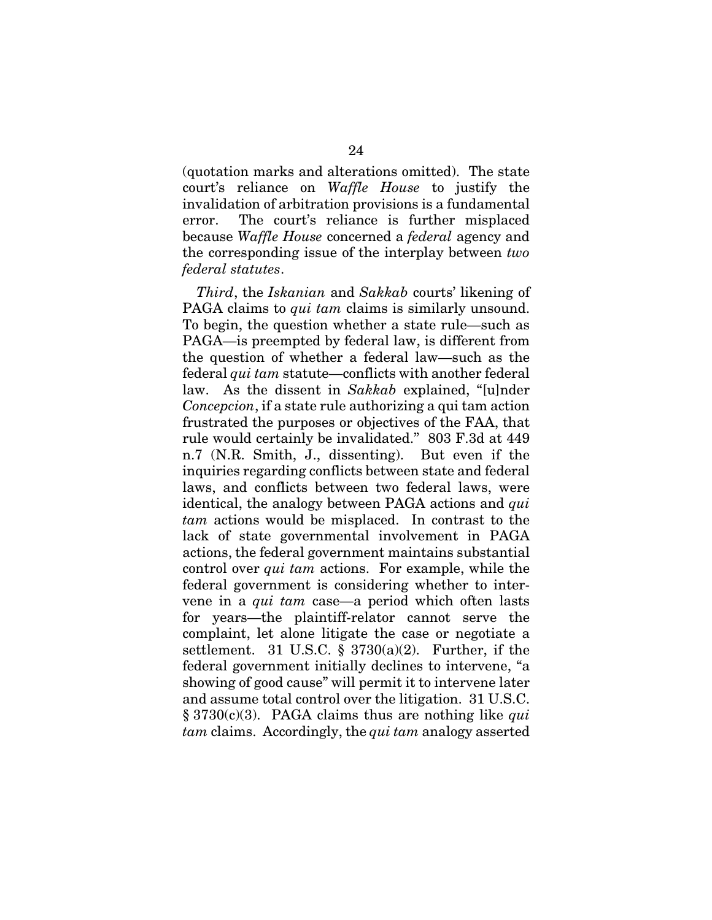(quotation marks and alterations omitted). The state court's reliance on *Waffle House* to justify the invalidation of arbitration provisions is a fundamental error. The court's reliance is further misplaced because *Waffle House* concerned a *federal* agency and the corresponding issue of the interplay between *two federal statutes*.

*Third*, the *Iskanian* and *Sakkab* courts' likening of PAGA claims to *qui tam* claims is similarly unsound. To begin, the question whether a state rule—such as PAGA—is preempted by federal law, is different from the question of whether a federal law—such as the federal *qui tam* statute—conflicts with another federal law. As the dissent in *Sakkab* explained, "[u]nder *Concepcion*, if a state rule authorizing a qui tam action frustrated the purposes or objectives of the FAA, that rule would certainly be invalidated." 803 F.3d at 449 n.7 (N.R. Smith, J., dissenting). But even if the inquiries regarding conflicts between state and federal laws, and conflicts between two federal laws, were identical, the analogy between PAGA actions and *qui tam* actions would be misplaced. In contrast to the lack of state governmental involvement in PAGA actions, the federal government maintains substantial control over *qui tam* actions. For example, while the federal government is considering whether to intervene in a *qui tam* case—a period which often lasts for years—the plaintiff-relator cannot serve the complaint, let alone litigate the case or negotiate a settlement. 31 U.S.C. § 3730(a)(2). Further, if the federal government initially declines to intervene, "a showing of good cause" will permit it to intervene later and assume total control over the litigation. 31 U.S.C. § 3730(c)(3). PAGA claims thus are nothing like *qui tam* claims. Accordingly, the *qui tam* analogy asserted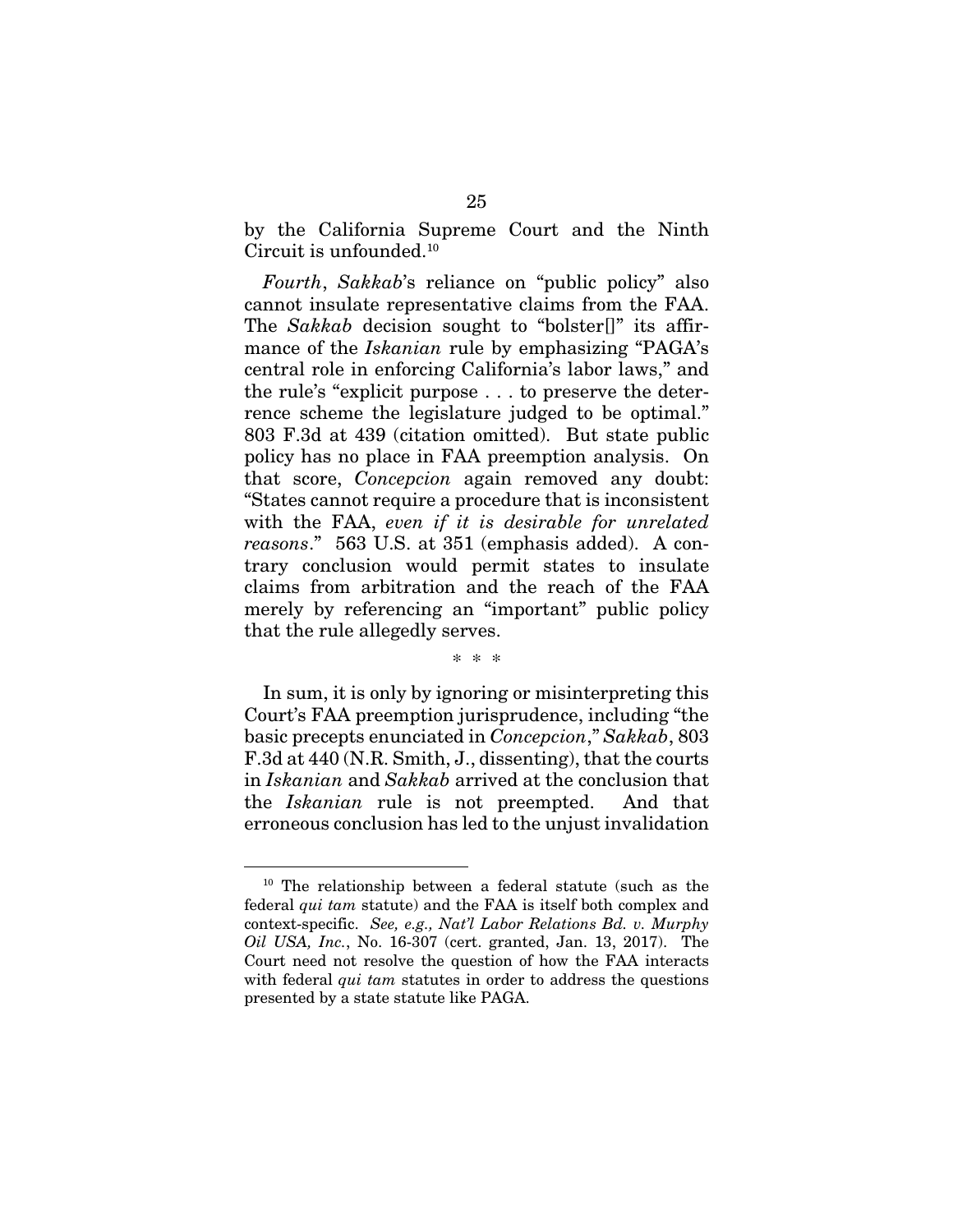by the California Supreme Court and the Ninth Circuit is unfounded.[10]

*Fourth*, *Sakkab*'s reliance on "public policy" also cannot insulate representative claims from the FAA. The *Sakkab* decision sought to "bolster[]" its affirmance of the *Iskanian* rule by emphasizing "PAGA's central role in enforcing California's labor laws," and the rule's "explicit purpose . . . to preserve the deterrence scheme the legislature judged to be optimal." 803 F.3d at 439 (citation omitted). But state public policy has no place in FAA preemption analysis. On that score, *Concepcion* again removed any doubt: "States cannot require a procedure that is inconsistent with the FAA, *even if it is desirable for unrelated reasons*." 563 U.S. at 351 (emphasis added). A contrary conclusion would permit states to insulate claims from arbitration and the reach of the FAA merely by referencing an "important" public policy that the rule allegedly serves.

\* \* \*

In sum, it is only by ignoring or misinterpreting this Court's FAA preemption jurisprudence, including "the basic precepts enunciated in *Concepcion*," *Sakkab*, 803 F.3d at 440 (N.R. Smith, J., dissenting), that the courts in *Iskanian* and *Sakkab* arrived at the conclusion that the *Iskanian* rule is not preempted. And that erroneous conclusion has led to the unjust invalidation

---

[10] The relationship between a federal statute (such as the federal *qui tam* statute) and the FAA is itself both complex and context-specific. *See, e.g., Nat'l Labor Relations Bd. v. Murphy Oil USA, Inc.*, No. 16-307 (cert. granted, Jan. 13, 2017). The Court need not resolve the question of how the FAA interacts with federal *qui tam* statutes in order to address the questions presented by a state statute like PAGA.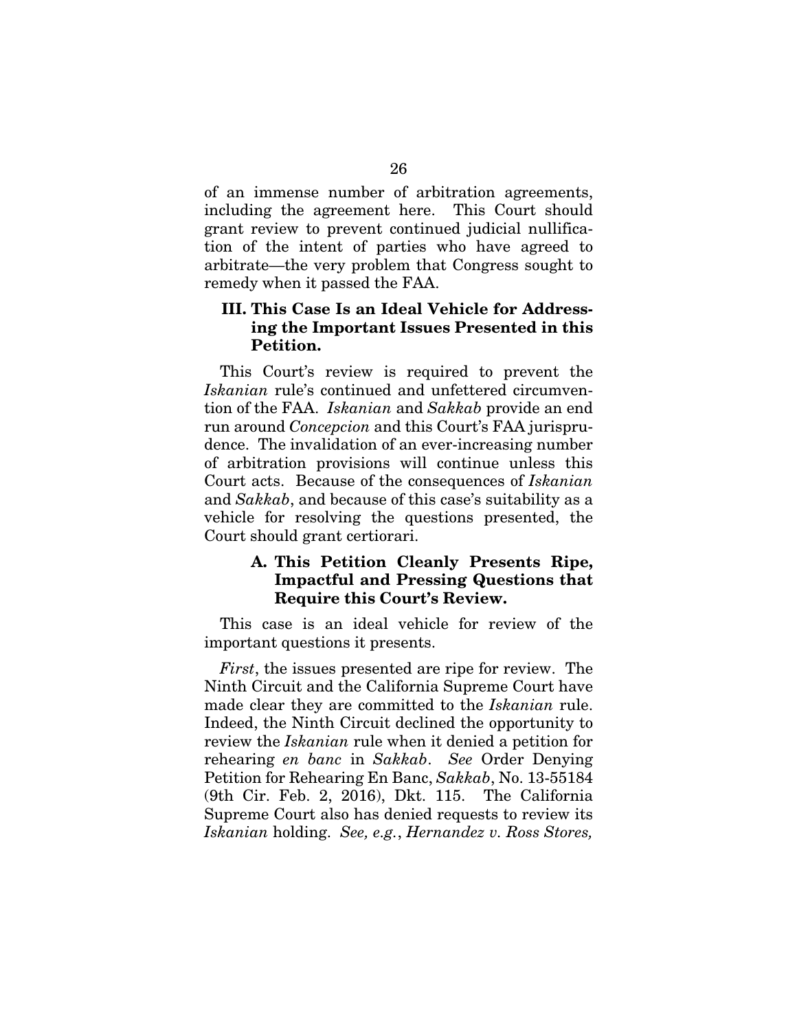of an immense number of arbitration agreements, including the agreement here. This Court should grant review to prevent continued judicial nullification of the intent of parties who have agreed to arbitrate—the very problem that Congress sought to remedy when it passed the FAA.

### III. This Case Is an Ideal Vehicle for Addressing the Important Issues Presented in this Petition.

This Court's review is required to prevent the *Iskanian* rule's continued and unfettered circumvention of the FAA. *Iskanian* and *Sakkab* provide an end run around *Concepcion* and this Court's FAA jurisprudence. The invalidation of an ever-increasing number of arbitration provisions will continue unless this Court acts. Because of the consequences of *Iskanian* and *Sakkab*, and because of this case's suitability as a vehicle for resolving the questions presented, the Court should grant certiorari.

#### A. This Petition Cleanly Presents Ripe, Impactful and Pressing Questions that Require this Court's Review.

This case is an ideal vehicle for review of the important questions it presents.

*First*, the issues presented are ripe for review. The Ninth Circuit and the California Supreme Court have made clear they are committed to the *Iskanian* rule. Indeed, the Ninth Circuit declined the opportunity to review the *Iskanian* rule when it denied a petition for rehearing *en banc* in *Sakkab*. *See* Order Denying Petition for Rehearing En Banc, *Sakkab*, No. 13-55184 (9th Cir. Feb. 2, 2016), Dkt. 115. The California Supreme Court also has denied requests to review its *Iskanian* holding. *See, e.g.*, *Hernandez v. Ross Stores,*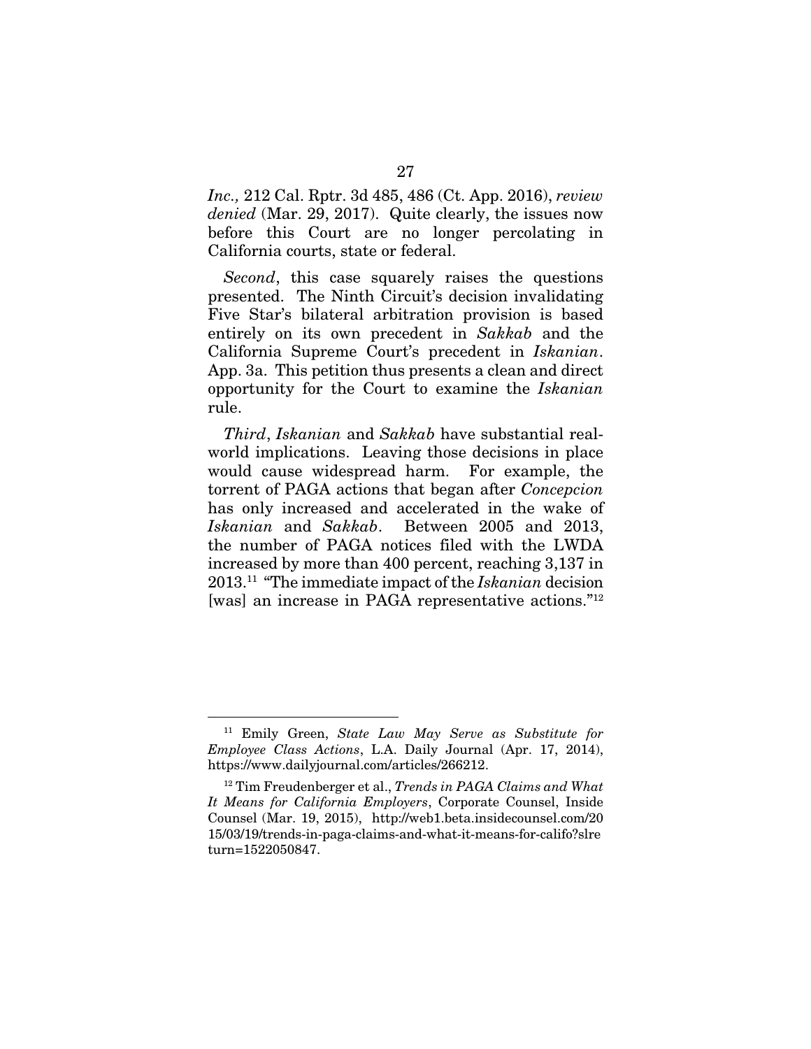*Inc.,* 212 Cal. Rptr. 3d 485, 486 (Ct. App. 2016), *review denied* (Mar. 29, 2017). Quite clearly, the issues now before this Court are no longer percolating in California courts, state or federal.

*Second*, this case squarely raises the questions presented. The Ninth Circuit's decision invalidating Five Star's bilateral arbitration provision is based entirely on its own precedent in *Sakkab* and the California Supreme Court's precedent in *Iskanian*. App. 3a. This petition thus presents a clean and direct opportunity for the Court to examine the *Iskanian* rule.

*Third*, *Iskanian* and *Sakkab* have substantial real-world implications. Leaving those decisions in place would cause widespread harm. For example, the torrent of PAGA actions that began after *Concepcion* has only increased and accelerated in the wake of *Iskanian* and *Sakkab*. Between 2005 and 2013, the number of PAGA notices filed with the LWDA increased by more than 400 percent, reaching 3,137 in 2013.[11] "The immediate impact of the *Iskanian* decision [was] an increase in PAGA representative actions."[12]

---

[11] Emily Green, *State Law May Serve as Substitute for Employee Class Actions*, L.A. Daily Journal (Apr. 17, 2014), https://www.dailyjournal.com/articles/266212.

[12] Tim Freudenberger et al., *Trends in PAGA Claims and What It Means for California Employers*, Corporate Counsel, Inside Counsel (Mar. 19, 2015), http://web1.beta.insidecounsel.com/2015/03/19/trends-in-paga-claims-and-what-it-means-for-califo?slreturn=1522050847.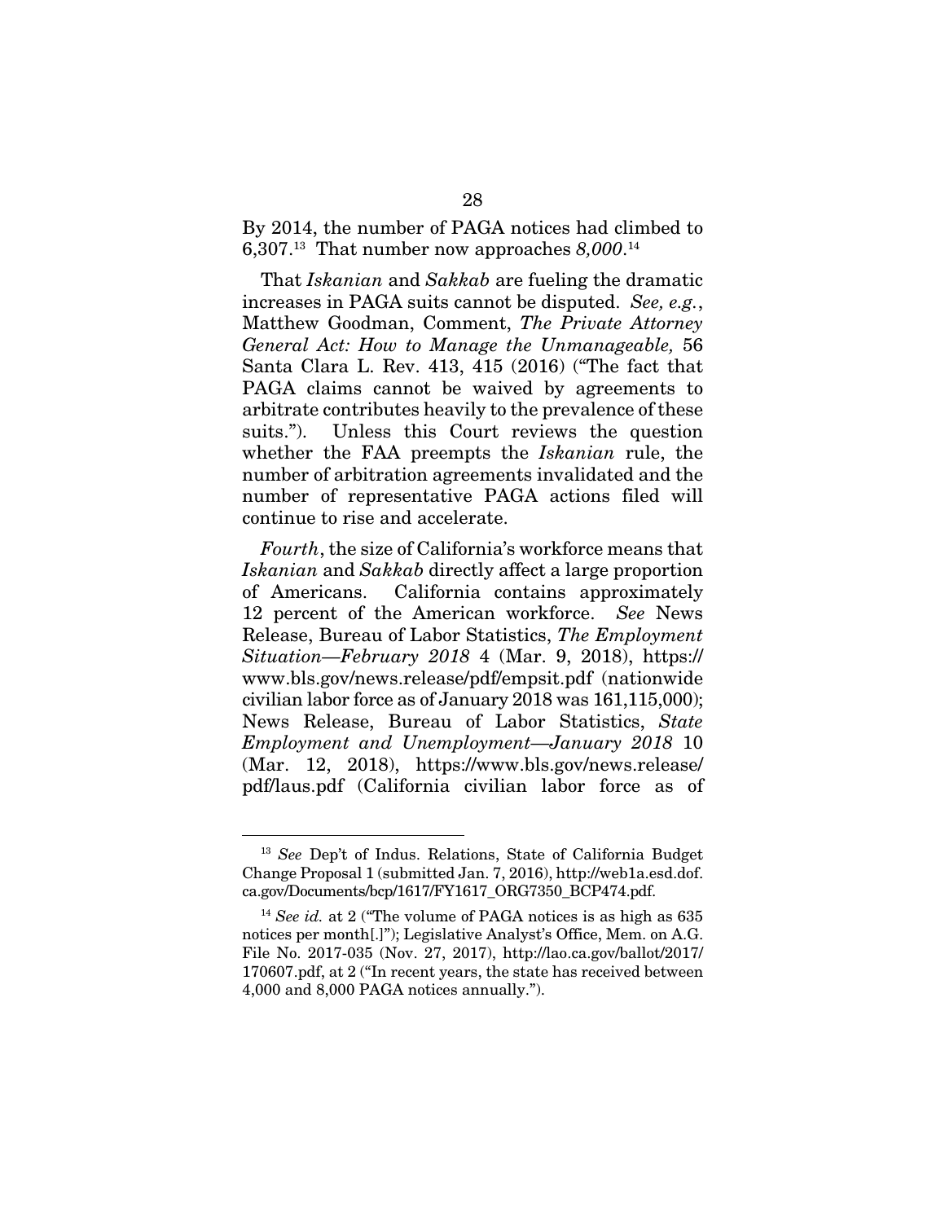By 2014, the number of PAGA notices had climbed to 6,307.[13] That number now approaches *8,000*.[14]

That *Iskanian* and *Sakkab* are fueling the dramatic increases in PAGA suits cannot be disputed. *See, e.g.*, Matthew Goodman, Comment, *The Private Attorney General Act: How to Manage the Unmanageable,* 56 Santa Clara L. Rev. 413, 415 (2016) ("The fact that PAGA claims cannot be waived by agreements to arbitrate contributes heavily to the prevalence of these suits."). Unless this Court reviews the question whether the FAA preempts the *Iskanian* rule, the number of arbitration agreements invalidated and the number of representative PAGA actions filed will continue to rise and accelerate.

*Fourth*, the size of California's workforce means that *Iskanian* and *Sakkab* directly affect a large proportion of Americans. California contains approximately 12 percent of the American workforce. *See* News Release, Bureau of Labor Statistics, *The Employment Situation—February 2018* 4 (Mar. 9, 2018), https://www.bls.gov/news.release/pdf/empsit.pdf (nationwide civilian labor force as of January 2018 was 161,115,000); News Release, Bureau of Labor Statistics, *State Employment and Unemployment—January 2018* 10 (Mar. 12, 2018), https://www.bls.gov/news.release/pdf/laus.pdf (California civilian labor force as of

---

[13] *See* Dep't of Indus. Relations, State of California Budget Change Proposal 1 (submitted Jan. 7, 2016), http://web1a.esd.dof.ca.gov/Documents/bcp/1617/FY1617_ORG7350_BCP474.pdf.

[14] *See id.* at 2 ("The volume of PAGA notices is as high as 635 notices per month[.]"); Legislative Analyst's Office, Mem. on A.G. File No. 2017-035 (Nov. 27, 2017), http://lao.ca.gov/ballot/2017/170607.pdf, at 2 ("In recent years, the state has received between 4,000 and 8,000 PAGA notices annually.").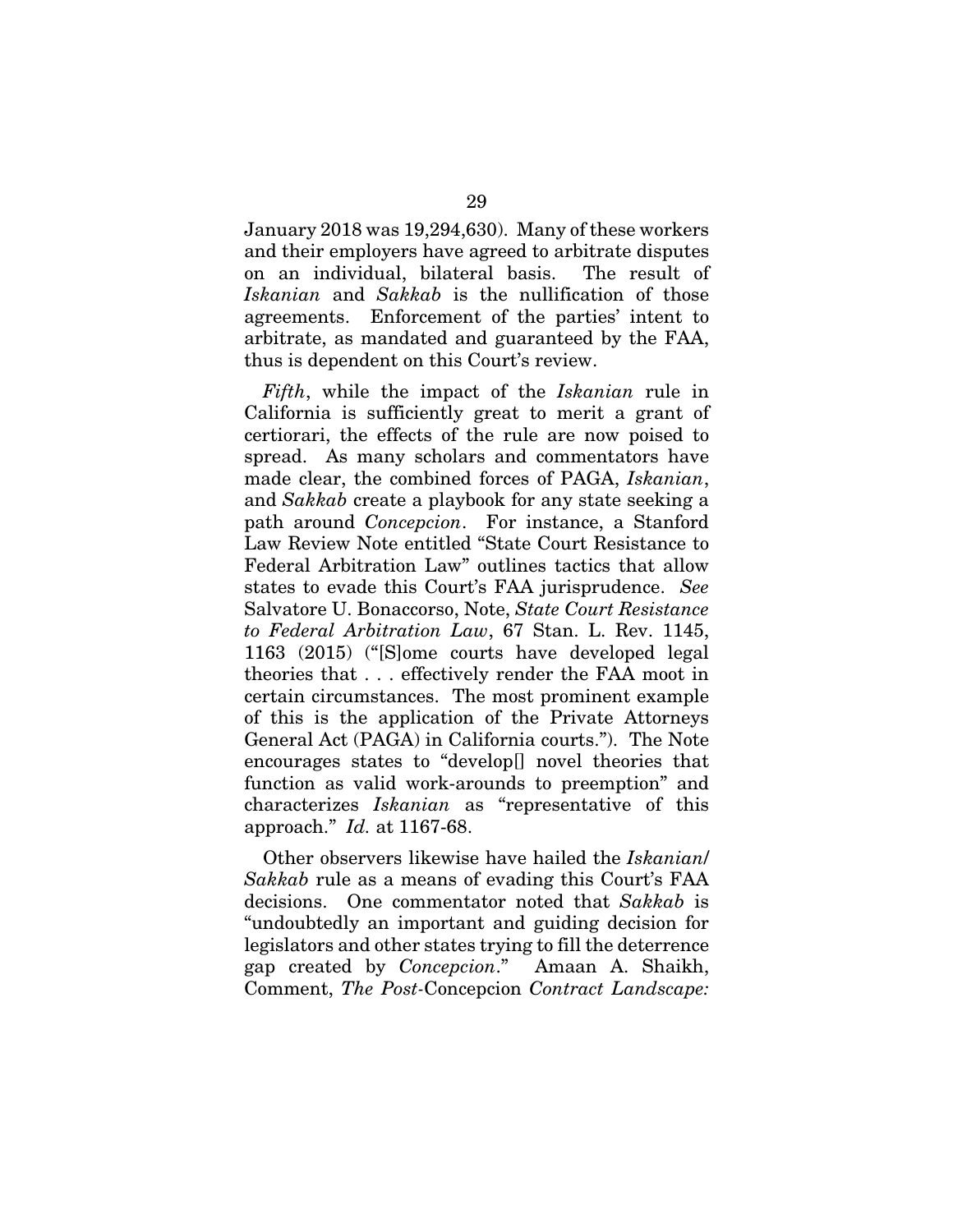January 2018 was 19,294,630). Many of these workers and their employers have agreed to arbitrate disputes on an individual, bilateral basis. The result of *Iskanian* and *Sakkab* is the nullification of those agreements. Enforcement of the parties' intent to arbitrate, as mandated and guaranteed by the FAA, thus is dependent on this Court's review.

*Fifth*, while the impact of the *Iskanian* rule in California is sufficiently great to merit a grant of certiorari, the effects of the rule are now poised to spread. As many scholars and commentators have made clear, the combined forces of PAGA, *Iskanian*, and *Sakkab* create a playbook for any state seeking a path around *Concepcion*. For instance, a Stanford Law Review Note entitled "State Court Resistance to Federal Arbitration Law" outlines tactics that allow states to evade this Court's FAA jurisprudence. *See* Salvatore U. Bonaccorso, Note, *State Court Resistance to Federal Arbitration Law*, 67 Stan. L. Rev. 1145, 1163 (2015) ("[S]ome courts have developed legal theories that . . . effectively render the FAA moot in certain circumstances. The most prominent example of this is the application of the Private Attorneys General Act (PAGA) in California courts."). The Note encourages states to "develop[] novel theories that function as valid work-arounds to preemption" and characterizes *Iskanian* as "representative of this approach." *Id.* at 1167-68.

Other observers likewise have hailed the *Iskanian*/*Sakkab* rule as a means of evading this Court's FAA decisions. One commentator noted that *Sakkab* is "undoubtedly an important and guiding decision for legislators and other states trying to fill the deterrence gap created by *Concepcion*." Amaan A. Shaikh, Comment, *The Post-*Concepcion *Contract Landscape:*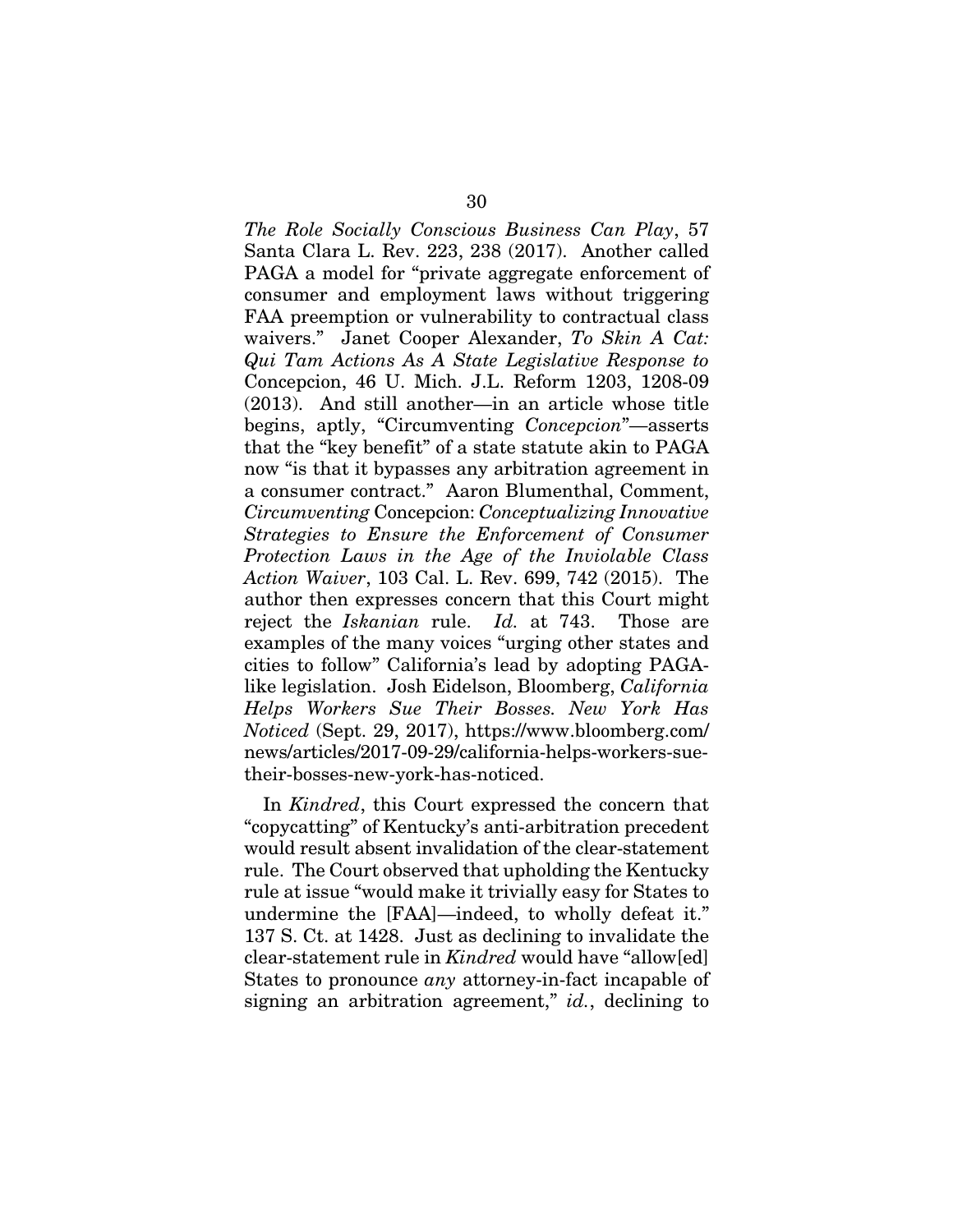*The Role Socially Conscious Business Can Play*, 57 Santa Clara L. Rev. 223, 238 (2017). Another called PAGA a model for "private aggregate enforcement of consumer and employment laws without triggering FAA preemption or vulnerability to contractual class waivers." Janet Cooper Alexander, *To Skin A Cat: Qui Tam Actions As A State Legislative Response to* Concepcion, 46 U. Mich. J.L. Reform 1203, 1208-09 (2013). And still another—in an article whose title begins, aptly, "Circumventing *Concepcion*"—asserts that the "key benefit" of a state statute akin to PAGA now "is that it bypasses any arbitration agreement in a consumer contract." Aaron Blumenthal, Comment, *Circumventing* Concepcion: *Conceptualizing Innovative Strategies to Ensure the Enforcement of Consumer Protection Laws in the Age of the Inviolable Class Action Waiver*, 103 Cal. L. Rev. 699, 742 (2015). The author then expresses concern that this Court might reject the *Iskanian* rule. *Id.* at 743. Those are examples of the many voices "urging other states and cities to follow" California's lead by adopting PAGA-like legislation. Josh Eidelson, Bloomberg, *California Helps Workers Sue Their Bosses. New York Has Noticed* (Sept. 29, 2017), https://www.bloomberg.com/news/articles/2017-09-29/california-helps-workers-sue-their-bosses-new-york-has-noticed.

In *Kindred*, this Court expressed the concern that "copycatting" of Kentucky's anti-arbitration precedent would result absent invalidation of the clear-statement rule. The Court observed that upholding the Kentucky rule at issue "would make it trivially easy for States to undermine the [FAA]—indeed, to wholly defeat it." 137 S. Ct. at 1428. Just as declining to invalidate the clear-statement rule in *Kindred* would have "allow[ed] States to pronounce *any* attorney-in-fact incapable of signing an arbitration agreement," *id.*, declining to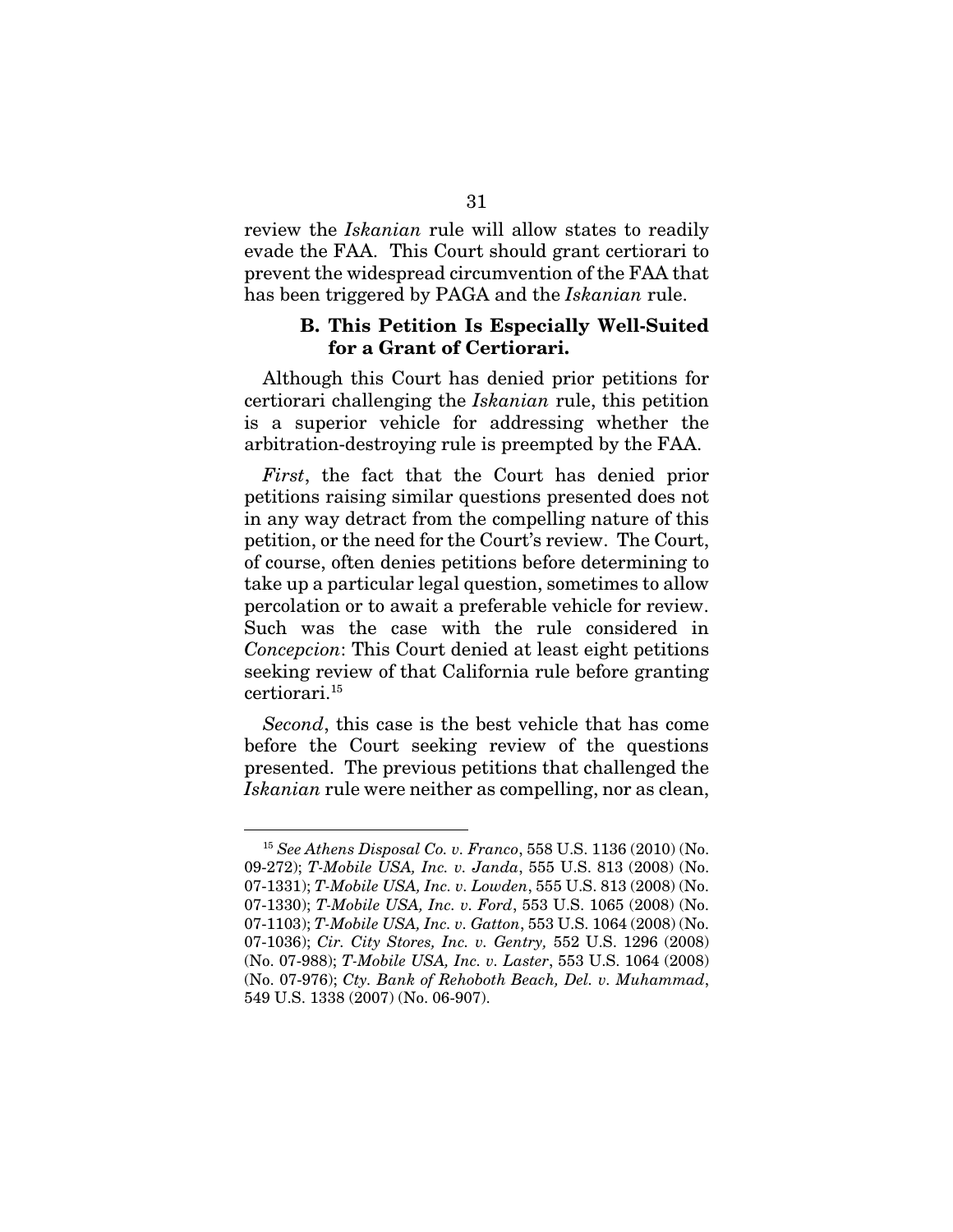review the *Iskanian* rule will allow states to readily evade the FAA. This Court should grant certiorari to prevent the widespread circumvention of the FAA that has been triggered by PAGA and the *Iskanian* rule.

### B. This Petition Is Especially Well-Suited for a Grant of Certiorari.

Although this Court has denied prior petitions for certiorari challenging the *Iskanian* rule, this petition is a superior vehicle for addressing whether the arbitration-destroying rule is preempted by the FAA.

*First*, the fact that the Court has denied prior petitions raising similar questions presented does not in any way detract from the compelling nature of this petition, or the need for the Court's review. The Court, of course, often denies petitions before determining to take up a particular legal question, sometimes to allow percolation or to await a preferable vehicle for review. Such was the case with the rule considered in *Concepcion*: This Court denied at least eight petitions seeking review of that California rule before granting certiorari.[15]

*Second*, this case is the best vehicle that has come before the Court seeking review of the questions presented. The previous petitions that challenged the *Iskanian* rule were neither as compelling, nor as clean,

---

[15] *See Athens Disposal Co. v. Franco*, 558 U.S. 1136 (2010) (No. 09-272); *T-Mobile USA, Inc. v. Janda*, 555 U.S. 813 (2008) (No. 07-1331); *T-Mobile USA, Inc. v. Lowden*, 555 U.S. 813 (2008) (No. 07-1330); *T-Mobile USA, Inc. v. Ford*, 553 U.S. 1065 (2008) (No. 07-1103); *T-Mobile USA, Inc. v. Gatton*, 553 U.S. 1064 (2008) (No. 07-1036); *Cir. City Stores, Inc. v. Gentry,* 552 U.S. 1296 (2008) (No. 07-988); *T-Mobile USA, Inc. v. Laster*, 553 U.S. 1064 (2008) (No. 07-976); *Cty. Bank of Rehoboth Beach, Del. v. Muhammad*, 549 U.S. 1338 (2007) (No. 06-907).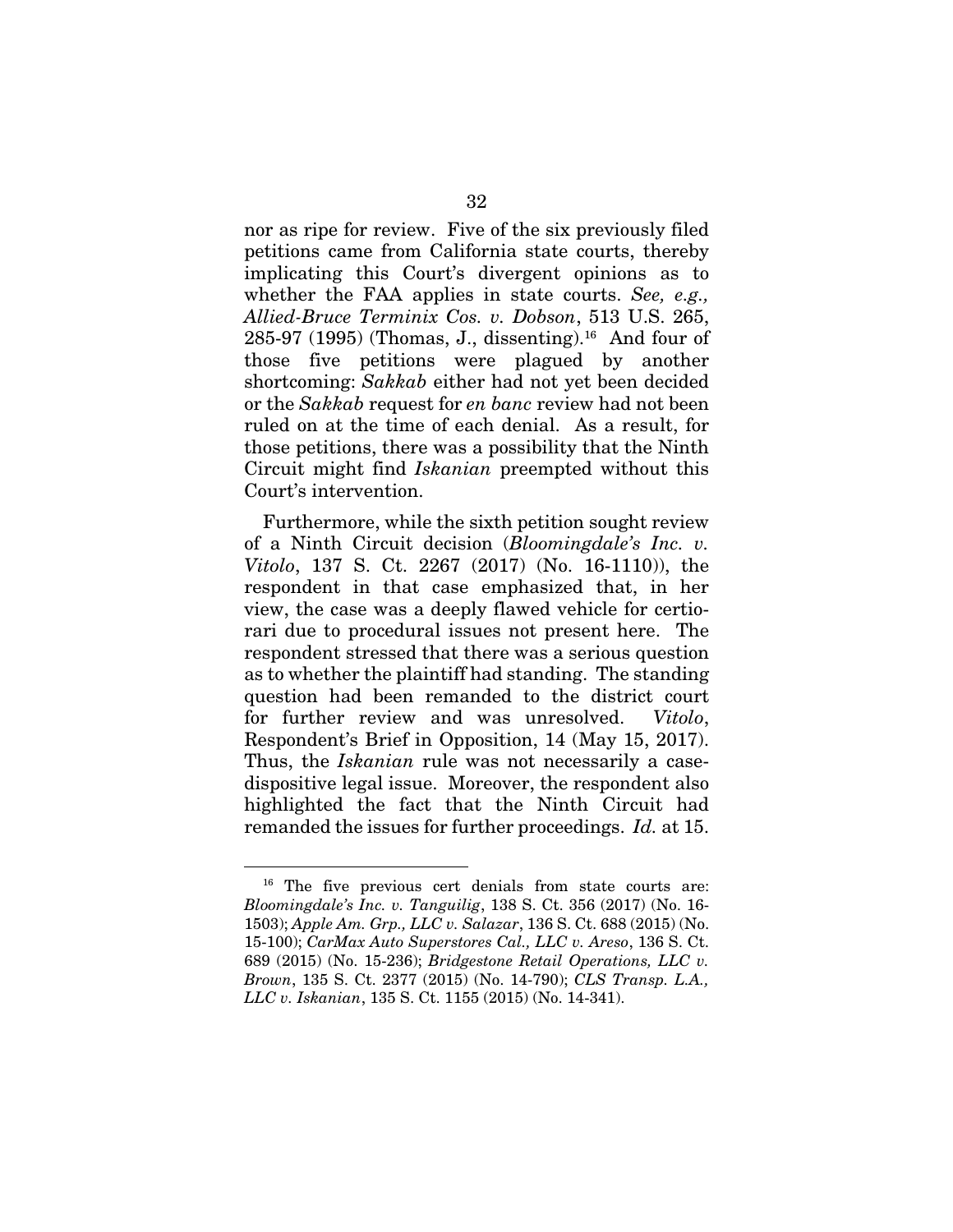nor as ripe for review. Five of the six previously filed petitions came from California state courts, thereby implicating this Court's divergent opinions as to whether the FAA applies in state courts. *See, e.g., Allied-Bruce Terminix Cos. v. Dobson*, 513 U.S. 265, 285-97 (1995) (Thomas, J., dissenting).[16] And four of those five petitions were plagued by another shortcoming: *Sakkab* either had not yet been decided or the *Sakkab* request for *en banc* review had not been ruled on at the time of each denial. As a result, for those petitions, there was a possibility that the Ninth Circuit might find *Iskanian* preempted without this Court's intervention.

Furthermore, while the sixth petition sought review of a Ninth Circuit decision (*Bloomingdale's Inc. v. Vitolo*, 137 S. Ct. 2267 (2017) (No. 16-1110)), the respondent in that case emphasized that, in her view, the case was a deeply flawed vehicle for certiorari due to procedural issues not present here. The respondent stressed that there was a serious question as to whether the plaintiff had standing. The standing question had been remanded to the district court for further review and was unresolved. *Vitolo*, Respondent's Brief in Opposition, 14 (May 15, 2017). Thus, the *Iskanian* rule was not necessarily a case-dispositive legal issue. Moreover, the respondent also highlighted the fact that the Ninth Circuit had remanded the issues for further proceedings. *Id.* at 15.

---

[16] The five previous cert denials from state courts are: *Bloomingdale's Inc. v. Tanguilig*, 138 S. Ct. 356 (2017) (No. 16-1503); *Apple Am. Grp., LLC v. Salazar*, 136 S. Ct. 688 (2015) (No. 15-100); *CarMax Auto Superstores Cal., LLC v. Areso*, 136 S. Ct. 689 (2015) (No. 15-236); *Bridgestone Retail Operations, LLC v. Brown*, 135 S. Ct. 2377 (2015) (No. 14-790); *CLS Transp. L.A., LLC v. Iskanian*, 135 S. Ct. 1155 (2015) (No. 14-341).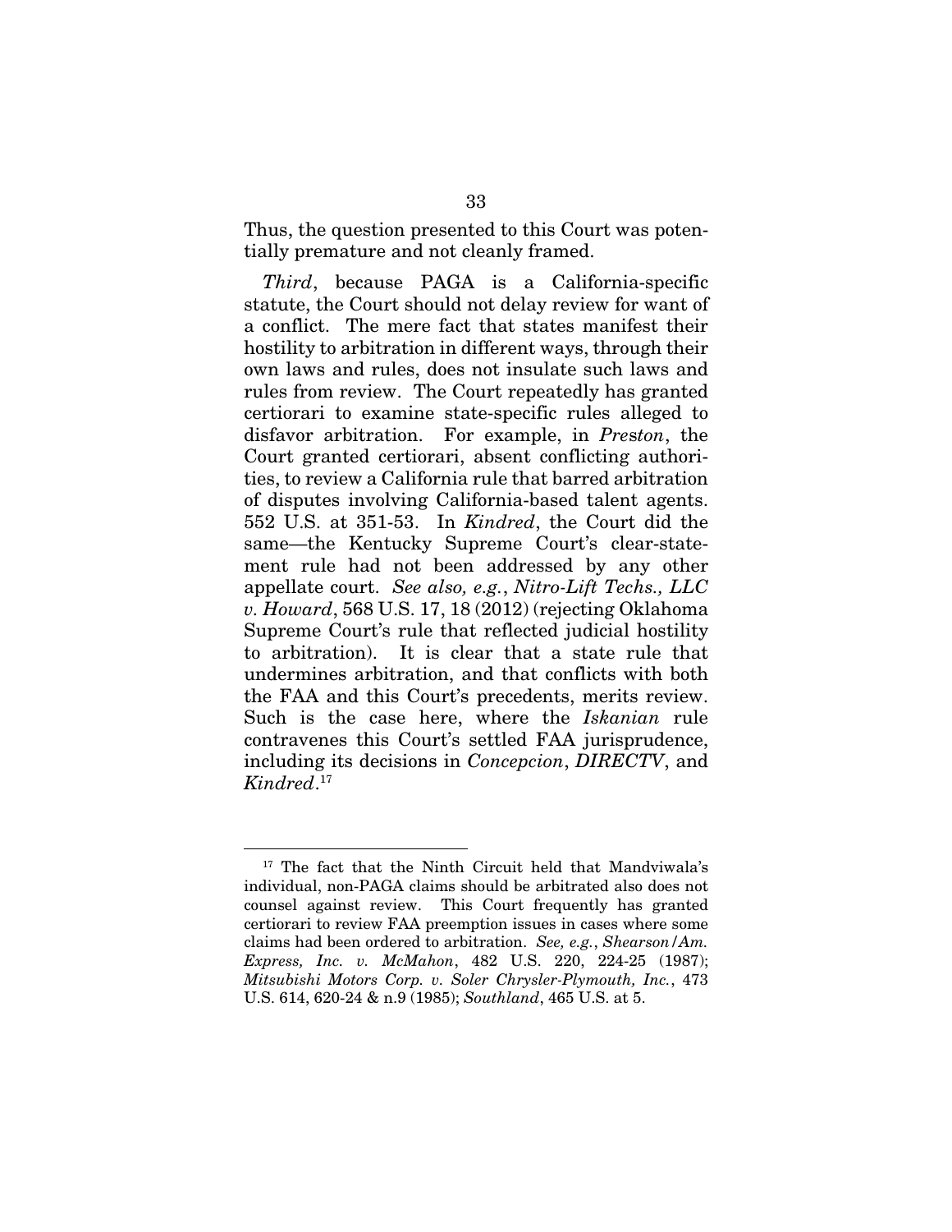Thus, the question presented to this Court was potentially premature and not cleanly framed.

*Third*, because PAGA is a California-specific statute, the Court should not delay review for want of a conflict. The mere fact that states manifest their hostility to arbitration in different ways, through their own laws and rules, does not insulate such laws and rules from review. The Court repeatedly has granted certiorari to examine state-specific rules alleged to disfavor arbitration. For example, in *Preston*, the Court granted certiorari, absent conflicting authorities, to review a California rule that barred arbitration of disputes involving California-based talent agents. 552 U.S. at 351-53. In *Kindred*, the Court did the same—the Kentucky Supreme Court's clear-statement rule had not been addressed by any other appellate court. *See also, e.g.*, *Nitro-Lift Techs., LLC v. Howard*, 568 U.S. 17, 18 (2012) (rejecting Oklahoma Supreme Court's rule that reflected judicial hostility to arbitration). It is clear that a state rule that undermines arbitration, and that conflicts with both the FAA and this Court's precedents, merits review. Such is the case here, where the *Iskanian* rule contravenes this Court's settled FAA jurisprudence, including its decisions in *Concepcion*, *DIRECTV*, and *Kindred*.[17]

---

[17] The fact that the Ninth Circuit held that Mandviwala's individual, non-PAGA claims should be arbitrated also does not counsel against review. This Court frequently has granted certiorari to review FAA preemption issues in cases where some claims had been ordered to arbitration. *See, e.g.*, *Shearson/Am. Express, Inc. v. McMahon*, 482 U.S. 220, 224-25 (1987); *Mitsubishi Motors Corp. v. Soler Chrysler-Plymouth, Inc.*, 473 U.S. 614, 620-24 & n.9 (1985); *Southland*, 465 U.S. at 5.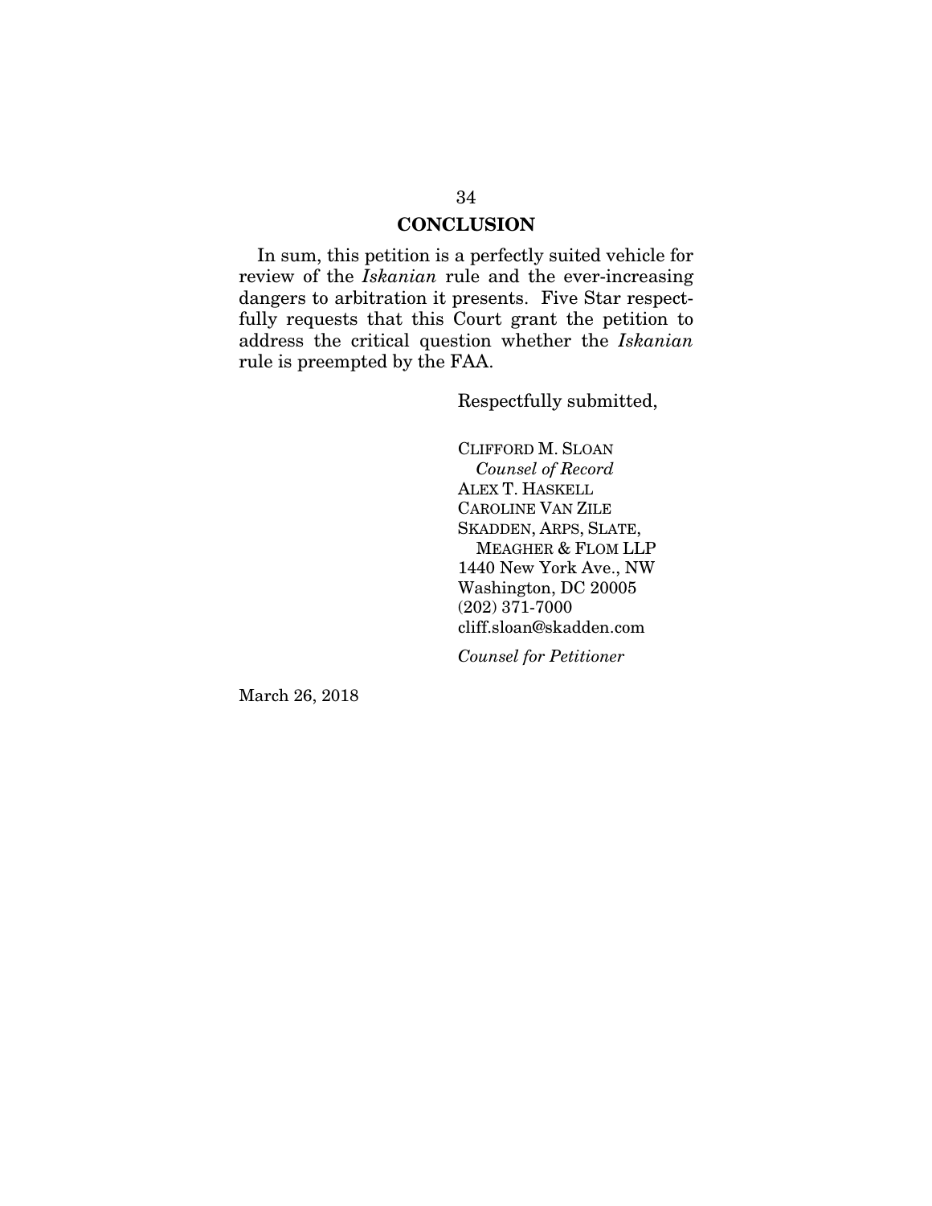## CONCLUSION

In sum, this petition is a perfectly suited vehicle for review of the *Iskanian* rule and the ever-increasing dangers to arbitration it presents. Five Star respectfully requests that this Court grant the petition to address the critical question whether the *Iskanian* rule is preempted by the FAA.

Respectfully submitted,

CLIFFORD M. SLOAN
*Counsel of Record*
ALEX T. HASKELL
CAROLINE VAN ZILE
SKADDEN, ARPS, SLATE,
MEAGHER & FLOM LLP
1440 New York Ave., NW
Washington, DC 20005
(202) 371-7000
cliff.sloan@skadden.com

*Counsel for Petitioner*

March 26, 2018